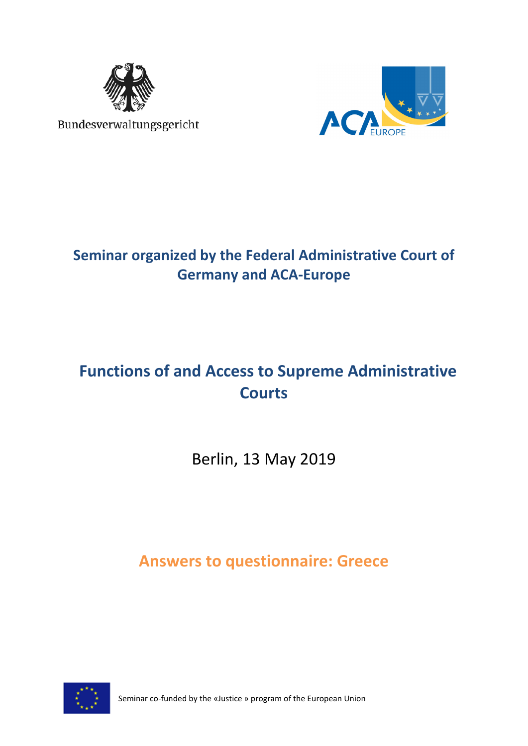Bundesverwaltungsgericht

ACA EUROPE

## Seminar organized by the Federal Administrative Court of Germany and ACA-Europe

# Functions of and Access to Supreme Administrative Courts

Berlin, 13 May 2019

## Answers to questionnaire: Greece

Seminar co-funded by the «Justice » program of the European Union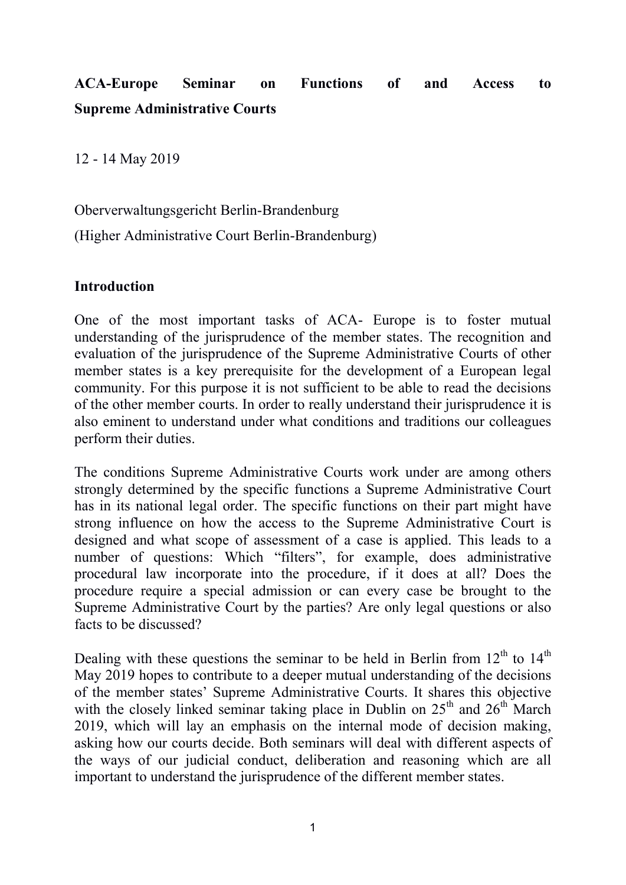**ACA-Europe Seminar on Functions of and Access to Supreme Administrative Courts**

12 - 14 May 2019

Oberverwaltungsgericht Berlin-Brandenburg

(Higher Administrative Court Berlin-Brandenburg)

## Introduction

One of the most important tasks of ACA- Europe is to foster mutual understanding of the jurisprudence of the member states. The recognition and evaluation of the jurisprudence of the Supreme Administrative Courts of other member states is a key prerequisite for the development of a European legal community. For this purpose it is not sufficient to be able to read the decisions of the other member courts. In order to really understand their jurisprudence it is also eminent to understand under what conditions and traditions our colleagues perform their duties.

The conditions Supreme Administrative Courts work under are among others strongly determined by the specific functions a Supreme Administrative Court has in its national legal order. The specific functions on their part might have strong influence on how the access to the Supreme Administrative Court is designed and what scope of assessment of a case is applied. This leads to a number of questions: Which "filters", for example, does administrative procedural law incorporate into the procedure, if it does at all? Does the procedure require a special admission or can every case be brought to the Supreme Administrative Court by the parties? Are only legal questions or also facts to be discussed?

Dealing with these questions the seminar to be held in Berlin from 12th to 14th May 2019 hopes to contribute to a deeper mutual understanding of the decisions of the member states' Supreme Administrative Courts. It shares this objective with the closely linked seminar taking place in Dublin on 25th and 26th March 2019, which will lay an emphasis on the internal mode of decision making, asking how our courts decide. Both seminars will deal with different aspects of the ways of our judicial conduct, deliberation and reasoning which are all important to understand the jurisprudence of the different member states.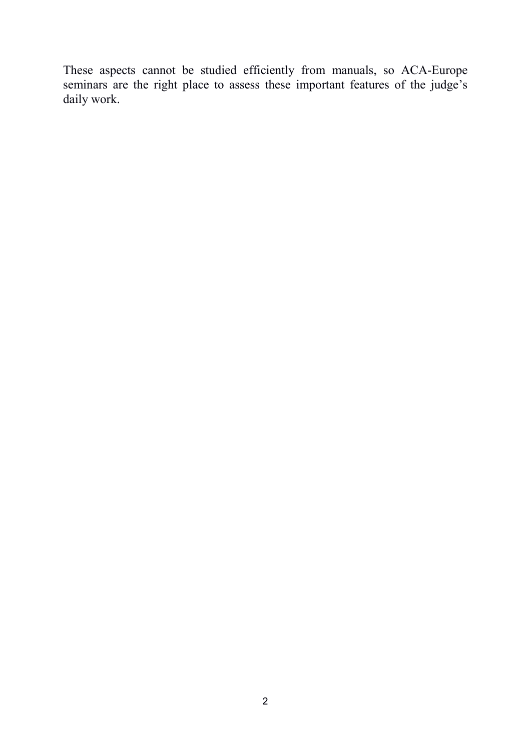These aspects cannot be studied efficiently from manuals, so ACA-Europe seminars are the right place to assess these important features of the judge's daily work.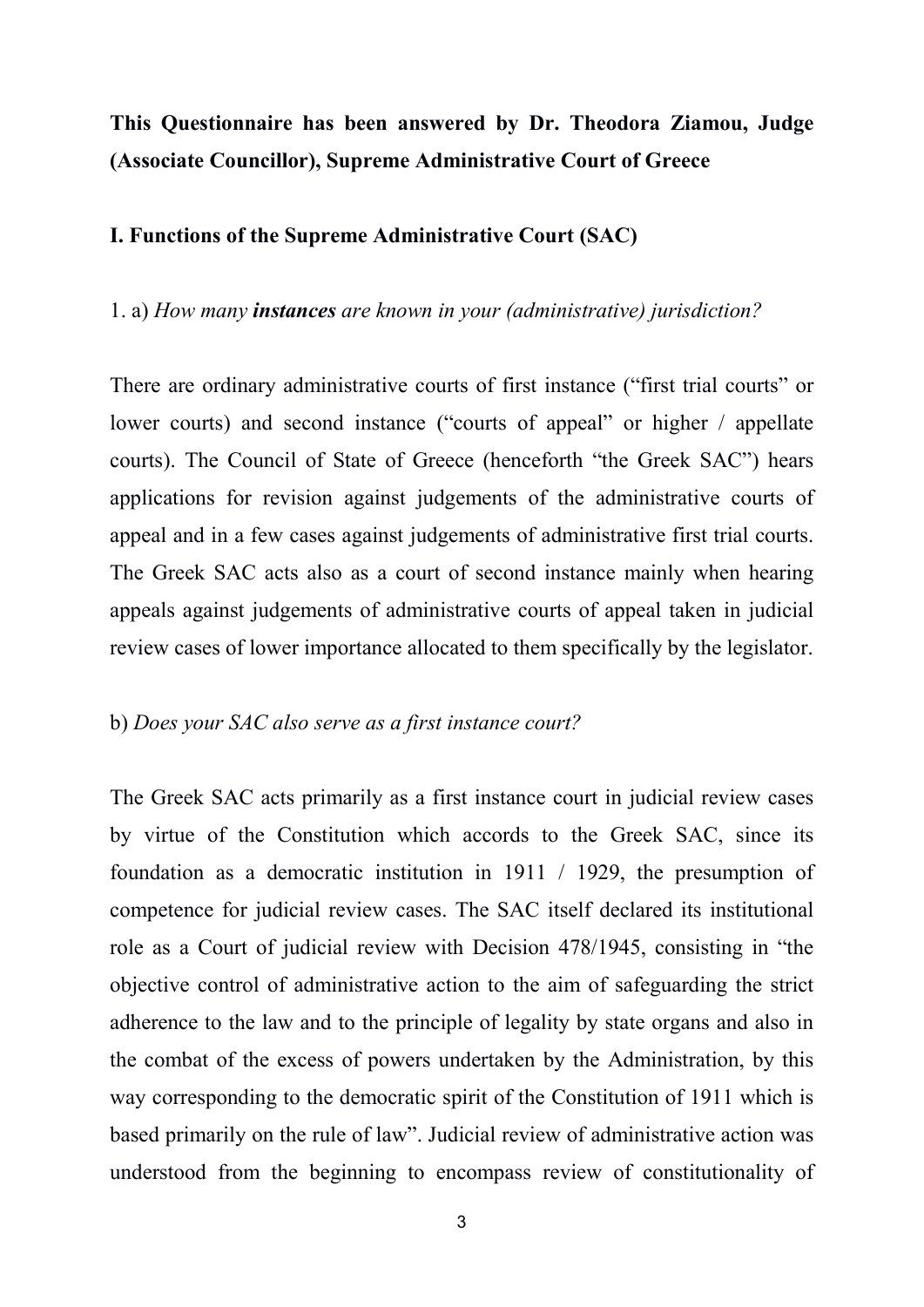**This Questionnaire has been answered by Dr. Theodora Ziamou, Judge (Associate Councillor), Supreme Administrative Court of Greece**

## I. Functions of the Supreme Administrative Court (SAC)

1. a) *How many **instances** are known in your (administrative) jurisdiction?*

There are ordinary administrative courts of first instance ("first trial courts" or lower courts) and second instance ("courts of appeal" or higher / appellate courts). The Council of State of Greece (henceforth "the Greek SAC") hears applications for revision against judgements of the administrative courts of appeal and in a few cases against judgements of administrative first trial courts. The Greek SAC acts also as a court of second instance mainly when hearing appeals against judgements of administrative courts of appeal taken in judicial review cases of lower importance allocated to them specifically by the legislator.

b) *Does your SAC also serve as a first instance court?*

The Greek SAC acts primarily as a first instance court in judicial review cases by virtue of the Constitution which accords to the Greek SAC, since its foundation as a democratic institution in 1911 / 1929, the presumption of competence for judicial review cases. The SAC itself declared its institutional role as a Court of judicial review with Decision 478/1945, consisting in "the objective control of administrative action to the aim of safeguarding the strict adherence to the law and to the principle of legality by state organs and also in the combat of the excess of powers undertaken by the Administration, by this way corresponding to the democratic spirit of the Constitution of 1911 which is based primarily on the rule of law". Judicial review of administrative action was understood from the beginning to encompass review of constitutionality of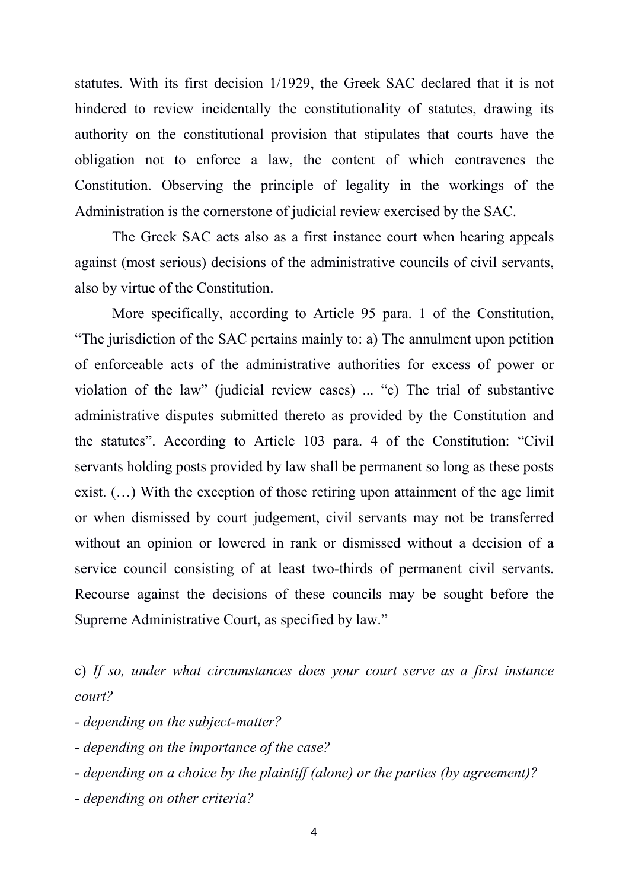statutes. With its first decision 1/1929, the Greek SAC declared that it is not hindered to review incidentally the constitutionality of statutes, drawing its authority on the constitutional provision that stipulates that courts have the obligation not to enforce a law, the content of which contravenes the Constitution. Observing the principle of legality in the workings of the Administration is the cornerstone of judicial review exercised by the SAC.

The Greek SAC acts also as a first instance court when hearing appeals against (most serious) decisions of the administrative councils of civil servants, also by virtue of the Constitution.

More specifically, according to Article 95 para. 1 of the Constitution, "The jurisdiction of the SAC pertains mainly to: a) The annulment upon petition of enforceable acts of the administrative authorities for excess of power or violation of the law" (judicial review cases) ... "c) The trial of substantive administrative disputes submitted thereto as provided by the Constitution and the statutes". According to Article 103 para. 4 of the Constitution: "Civil servants holding posts provided by law shall be permanent so long as these posts exist. (…) With the exception of those retiring upon attainment of the age limit or when dismissed by court judgement, civil servants may not be transferred without an opinion or lowered in rank or dismissed without a decision of a service council consisting of at least two-thirds of permanent civil servants. Recourse against the decisions of these councils may be sought before the Supreme Administrative Court, as specified by law."

c) *If so, under what circumstances does your court serve as a first instance court?*

- *depending on the subject-matter?*
- *depending on the importance of the case?*
- *depending on a choice by the plaintiff (alone) or the parties (by agreement)?*
- *depending on other criteria?*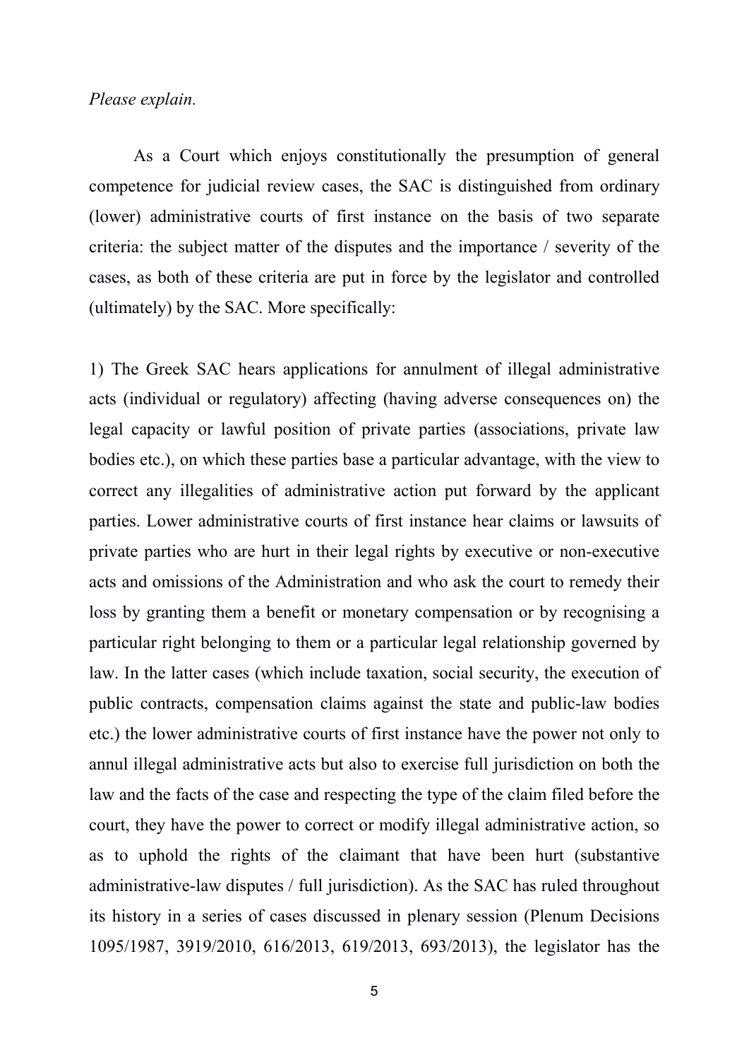*Please explain.*

As a Court which enjoys constitutionally the presumption of general competence for judicial review cases, the SAC is distinguished from ordinary (lower) administrative courts of first instance on the basis of two separate criteria: the subject matter of the disputes and the importance / severity of the cases, as both of these criteria are put in force by the legislator and controlled (ultimately) by the SAC. More specifically:

1) The Greek SAC hears applications for annulment of illegal administrative acts (individual or regulatory) affecting (having adverse consequences on) the legal capacity or lawful position of private parties (associations, private law bodies etc.), on which these parties base a particular advantage, with the view to correct any illegalities of administrative action put forward by the applicant parties. Lower administrative courts of first instance hear claims or lawsuits of private parties who are hurt in their legal rights by executive or non-executive acts and omissions of the Administration and who ask the court to remedy their loss by granting them a benefit or monetary compensation or by recognising a particular right belonging to them or a particular legal relationship governed by law. In the latter cases (which include taxation, social security, the execution of public contracts, compensation claims against the state and public-law bodies etc.) the lower administrative courts of first instance have the power not only to annul illegal administrative acts but also to exercise full jurisdiction on both the law and the facts of the case and respecting the type of the claim filed before the court, they have the power to correct or modify illegal administrative action, so as to uphold the rights of the claimant that have been hurt (substantive administrative-law disputes / full jurisdiction). As the SAC has ruled throughout its history in a series of cases discussed in plenary session (Plenum Decisions 1095/1987, 3919/2010, 616/2013, 619/2013, 693/2013), the legislator has the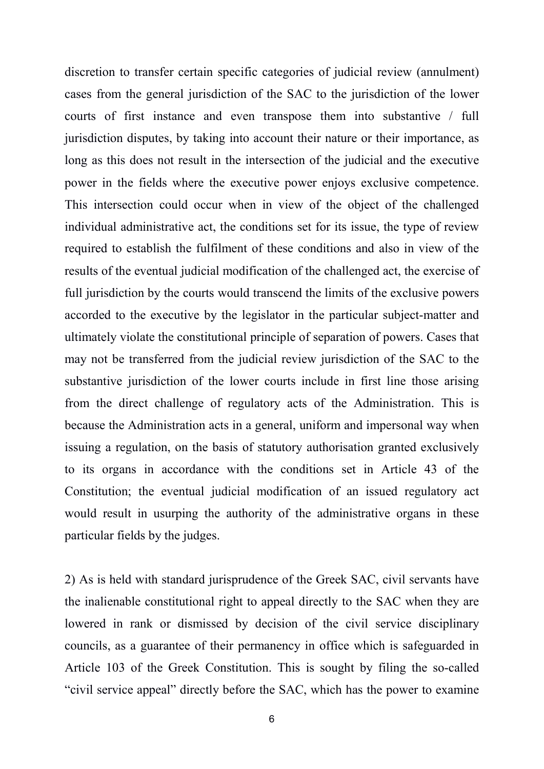discretion to transfer certain specific categories of judicial review (annulment) cases from the general jurisdiction of the SAC to the jurisdiction of the lower courts of first instance and even transpose them into substantive / full jurisdiction disputes, by taking into account their nature or their importance, as long as this does not result in the intersection of the judicial and the executive power in the fields where the executive power enjoys exclusive competence. This intersection could occur when in view of the object of the challenged individual administrative act, the conditions set for its issue, the type of review required to establish the fulfilment of these conditions and also in view of the results of the eventual judicial modification of the challenged act, the exercise of full jurisdiction by the courts would transcend the limits of the exclusive powers accorded to the executive by the legislator in the particular subject-matter and ultimately violate the constitutional principle of separation of powers. Cases that may not be transferred from the judicial review jurisdiction of the SAC to the substantive jurisdiction of the lower courts include in first line those arising from the direct challenge of regulatory acts of the Administration. This is because the Administration acts in a general, uniform and impersonal way when issuing a regulation, on the basis of statutory authorisation granted exclusively to its organs in accordance with the conditions set in Article 43 of the Constitution; the eventual judicial modification of an issued regulatory act would result in usurping the authority of the administrative organs in these particular fields by the judges.

2) As is held with standard jurisprudence of the Greek SAC, civil servants have the inalienable constitutional right to appeal directly to the SAC when they are lowered in rank or dismissed by decision of the civil service disciplinary councils, as a guarantee of their permanency in office which is safeguarded in Article 103 of the Greek Constitution. This is sought by filing the so-called "civil service appeal" directly before the SAC, which has the power to examine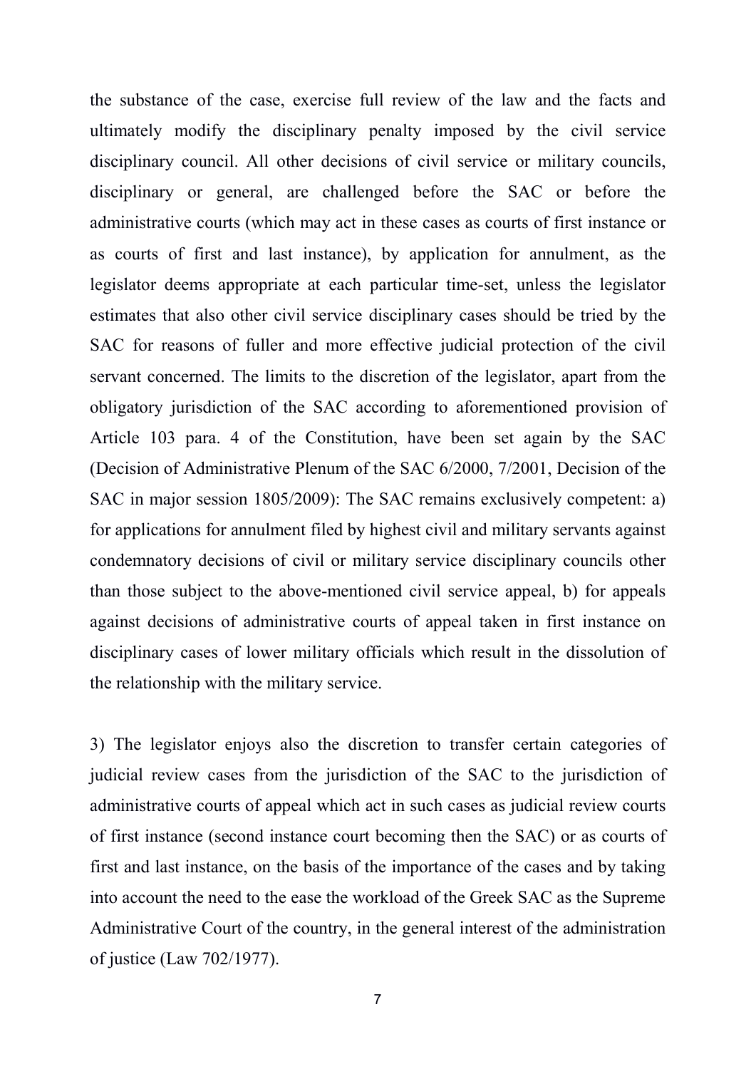the substance of the case, exercise full review of the law and the facts and ultimately modify the disciplinary penalty imposed by the civil service disciplinary council. All other decisions of civil service or military councils, disciplinary or general, are challenged before the SAC or before the administrative courts (which may act in these cases as courts of first instance or as courts of first and last instance), by application for annulment, as the legislator deems appropriate at each particular time-set, unless the legislator estimates that also other civil service disciplinary cases should be tried by the SAC for reasons of fuller and more effective judicial protection of the civil servant concerned. The limits to the discretion of the legislator, apart from the obligatory jurisdiction of the SAC according to aforementioned provision of Article 103 para. 4 of the Constitution, have been set again by the SAC (Decision of Administrative Plenum of the SAC 6/2000, 7/2001, Decision of the SAC in major session 1805/2009): The SAC remains exclusively competent: a) for applications for annulment filed by highest civil and military servants against condemnatory decisions of civil or military service disciplinary councils other than those subject to the above-mentioned civil service appeal, b) for appeals against decisions of administrative courts of appeal taken in first instance on disciplinary cases of lower military officials which result in the dissolution of the relationship with the military service.

3) The legislator enjoys also the discretion to transfer certain categories of judicial review cases from the jurisdiction of the SAC to the jurisdiction of administrative courts of appeal which act in such cases as judicial review courts of first instance (second instance court becoming then the SAC) or as courts of first and last instance, on the basis of the importance of the cases and by taking into account the need to the ease the workload of the Greek SAC as the Supreme Administrative Court of the country, in the general interest of the administration of justice (Law 702/1977).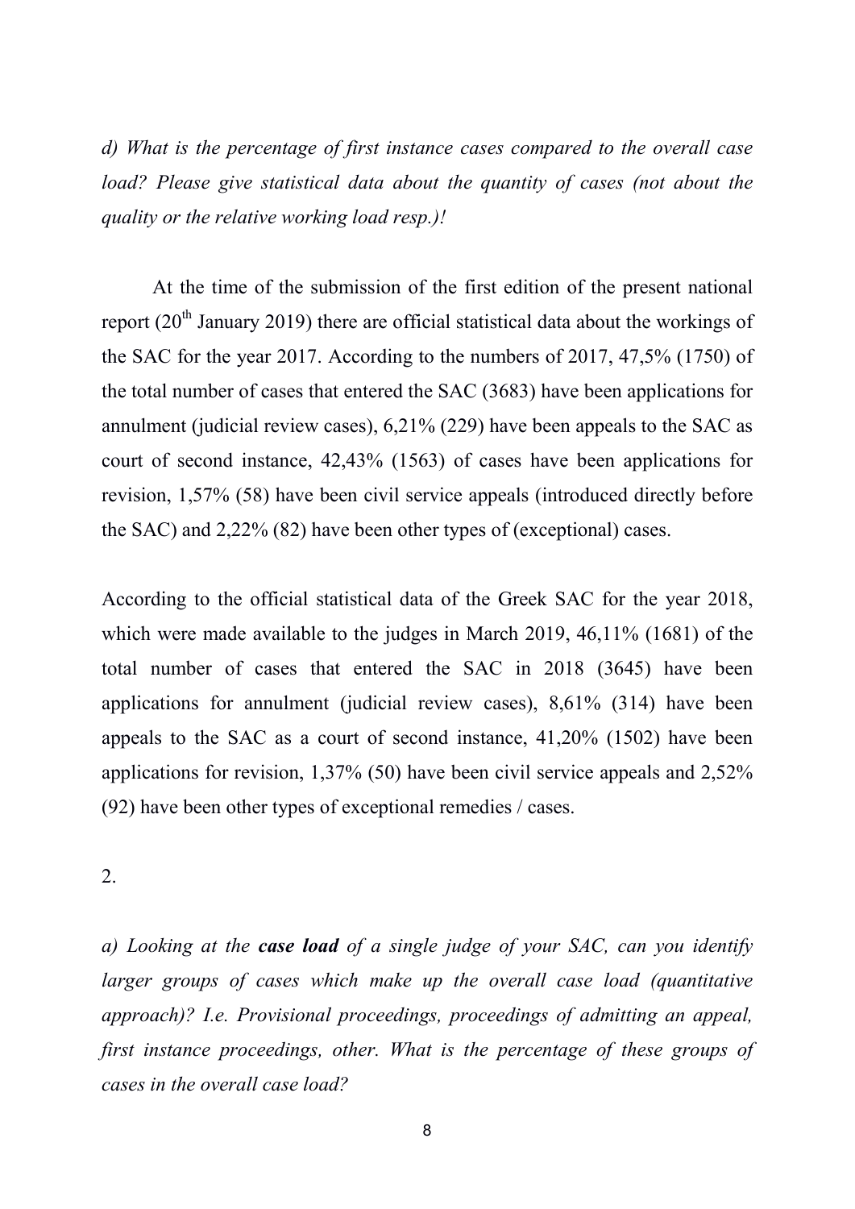*d) What is the percentage of first instance cases compared to the overall case load? Please give statistical data about the quantity of cases (not about the quality or the relative working load resp.)!*

At the time of the submission of the first edition of the present national report (20th January 2019) there are official statistical data about the workings of the SAC for the year 2017. According to the numbers of 2017, 47,5% (1750) of the total number of cases that entered the SAC (3683) have been applications for annulment (judicial review cases), 6,21% (229) have been appeals to the SAC as court of second instance, 42,43% (1563) of cases have been applications for revision, 1,57% (58) have been civil service appeals (introduced directly before the SAC) and 2,22% (82) have been other types of (exceptional) cases.

According to the official statistical data of the Greek SAC for the year 2018, which were made available to the judges in March 2019, 46,11% (1681) of the total number of cases that entered the SAC in 2018 (3645) have been applications for annulment (judicial review cases), 8,61% (314) have been appeals to the SAC as a court of second instance, 41,20% (1502) have been applications for revision, 1,37% (50) have been civil service appeals and 2,52% (92) have been other types of exceptional remedies / cases.

2.

*a) Looking at the **case load** of a single judge of your SAC, can you identify larger groups of cases which make up the overall case load (quantitative approach)? I.e. Provisional proceedings, proceedings of admitting an appeal, first instance proceedings, other. What is the percentage of these groups of cases in the overall case load?*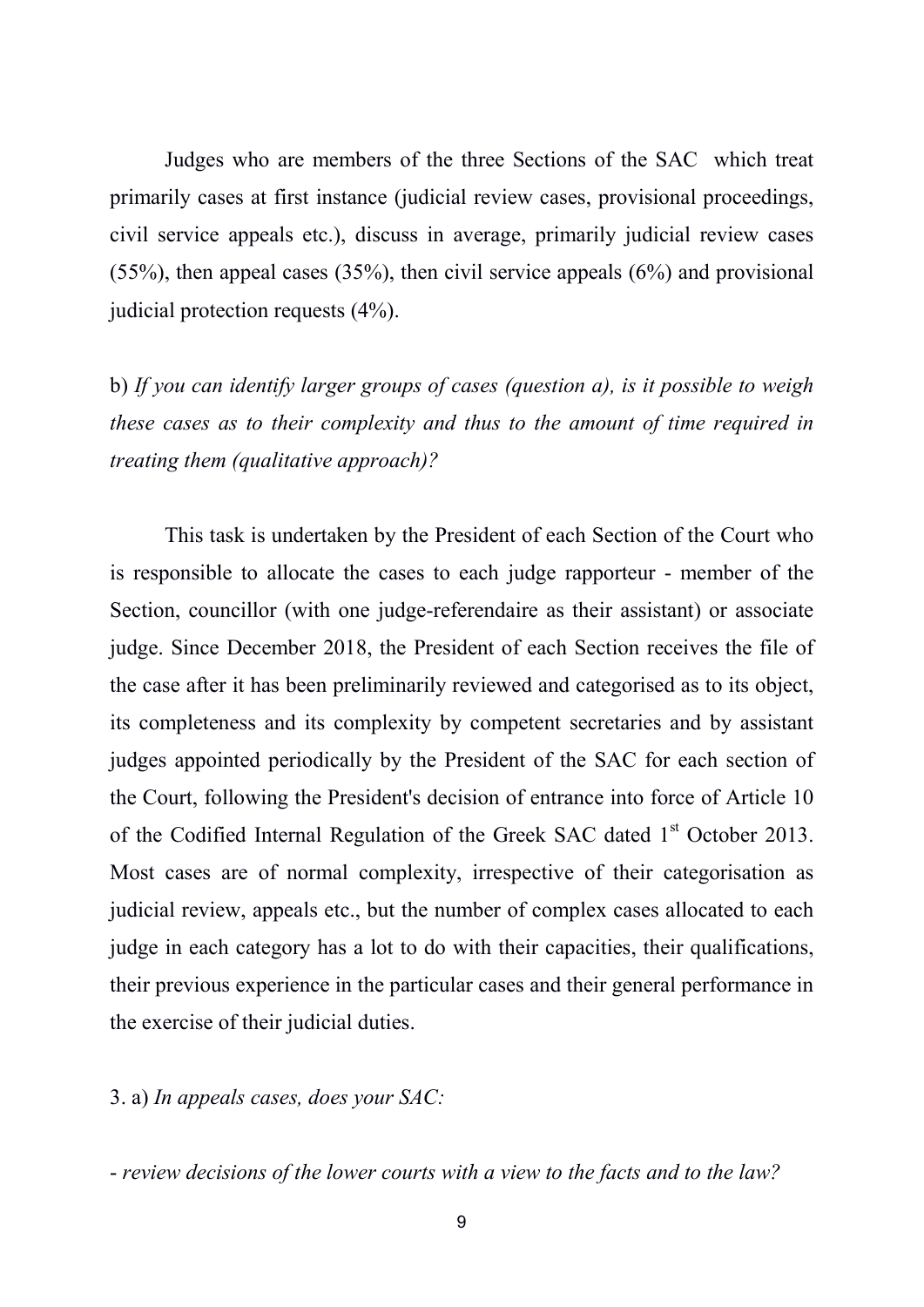Judges who are members of the three Sections of the SAC which treat primarily cases at first instance (judicial review cases, provisional proceedings, civil service appeals etc.), discuss in average, primarily judicial review cases (55%), then appeal cases (35%), then civil service appeals (6%) and provisional judicial protection requests (4%).

b) *If you can identify larger groups of cases (question a), is it possible to weigh these cases as to their complexity and thus to the amount of time required in treating them (qualitative approach)?*

This task is undertaken by the President of each Section of the Court who is responsible to allocate the cases to each judge rapporteur - member of the Section, councillor (with one judge-referendaire as their assistant) or associate judge. Since December 2018, the President of each Section receives the file of the case after it has been preliminarily reviewed and categorised as to its object, its completeness and its complexity by competent secretaries and by assistant judges appointed periodically by the President of the SAC for each section of the Court, following the President's decision of entrance into force of Article 10 of the Codified Internal Regulation of the Greek SAC dated 1st October 2013. Most cases are of normal complexity, irrespective of their categorisation as judicial review, appeals etc., but the number of complex cases allocated to each judge in each category has a lot to do with their capacities, their qualifications, their previous experience in the particular cases and their general performance in the exercise of their judicial duties.

3. a) *In appeals cases, does your SAC:*

- *review decisions of the lower courts with a view to the facts and to the law?*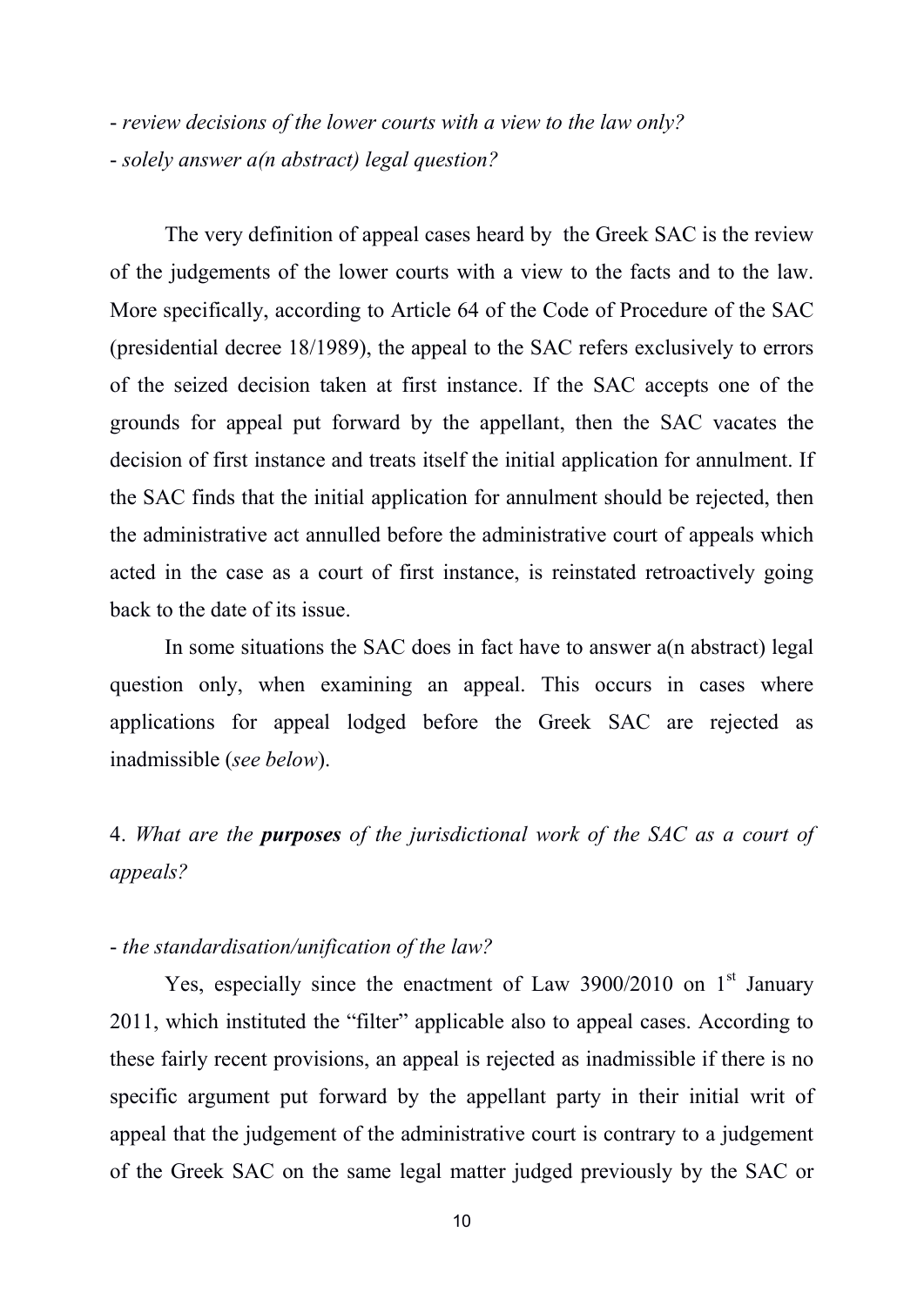- *review decisions of the lower courts with a view to the law only?*
- *solely answer a(n abstract) legal question?*

The very definition of appeal cases heard by the Greek SAC is the review of the judgements of the lower courts with a view to the facts and to the law. More specifically, according to Article 64 of the Code of Procedure of the SAC (presidential decree 18/1989), the appeal to the SAC refers exclusively to errors of the seized decision taken at first instance. If the SAC accepts one of the grounds for appeal put forward by the appellant, then the SAC vacates the decision of first instance and treats itself the initial application for annulment. If the SAC finds that the initial application for annulment should be rejected, then the administrative act annulled before the administrative court of appeals which acted in the case as a court of first instance, is reinstated retroactively going back to the date of its issue.

In some situations the SAC does in fact have to answer a(n abstract) legal question only, when examining an appeal. This occurs in cases where applications for appeal lodged before the Greek SAC are rejected as inadmissible (*see below*).

4. *What are the **purposes** of the jurisdictional work of the SAC as a court of appeals?*

- *the standardisation/unification of the law?*

Yes, especially since the enactment of Law 3900/2010 on 1st January 2011, which instituted the "filter" applicable also to appeal cases. According to these fairly recent provisions, an appeal is rejected as inadmissible if there is no specific argument put forward by the appellant party in their initial writ of appeal that the judgement of the administrative court is contrary to a judgement of the Greek SAC on the same legal matter judged previously by the SAC or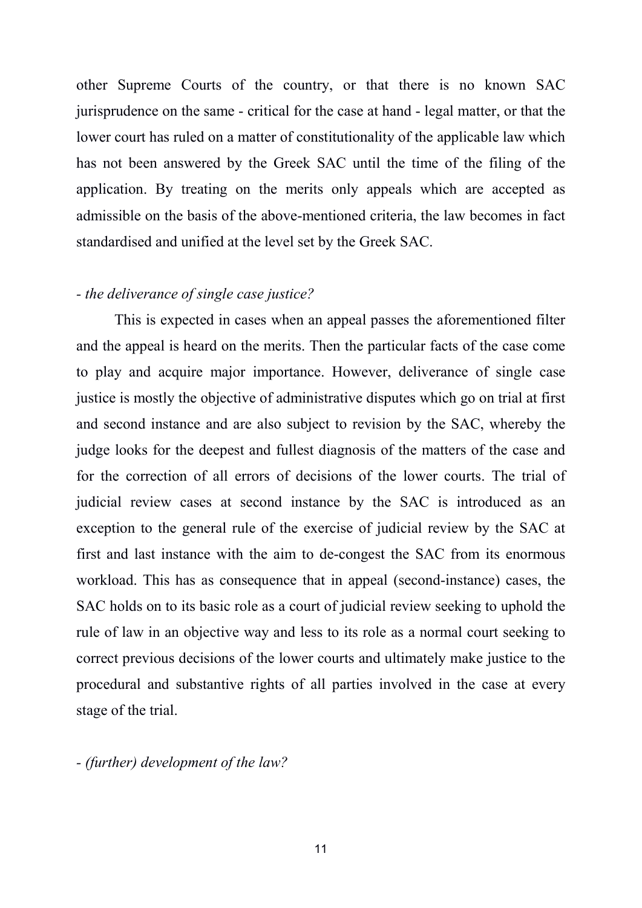other Supreme Courts of the country, or that there is no known SAC jurisprudence on the same - critical for the case at hand - legal matter, or that the lower court has ruled on a matter of constitutionality of the applicable law which has not been answered by the Greek SAC until the time of the filing of the application. By treating on the merits only appeals which are accepted as admissible on the basis of the above-mentioned criteria, the law becomes in fact standardised and unified at the level set by the Greek SAC.

- *the deliverance of single case justice?*

This is expected in cases when an appeal passes the aforementioned filter and the appeal is heard on the merits. Then the particular facts of the case come to play and acquire major importance. However, deliverance of single case justice is mostly the objective of administrative disputes which go on trial at first and second instance and are also subject to revision by the SAC, whereby the judge looks for the deepest and fullest diagnosis of the matters of the case and for the correction of all errors of decisions of the lower courts. The trial of judicial review cases at second instance by the SAC is introduced as an exception to the general rule of the exercise of judicial review by the SAC at first and last instance with the aim to de-congest the SAC from its enormous workload. This has as consequence that in appeal (second-instance) cases, the SAC holds on to its basic role as a court of judicial review seeking to uphold the rule of law in an objective way and less to its role as a normal court seeking to correct previous decisions of the lower courts and ultimately make justice to the procedural and substantive rights of all parties involved in the case at every stage of the trial.

- *(further) development of the law?*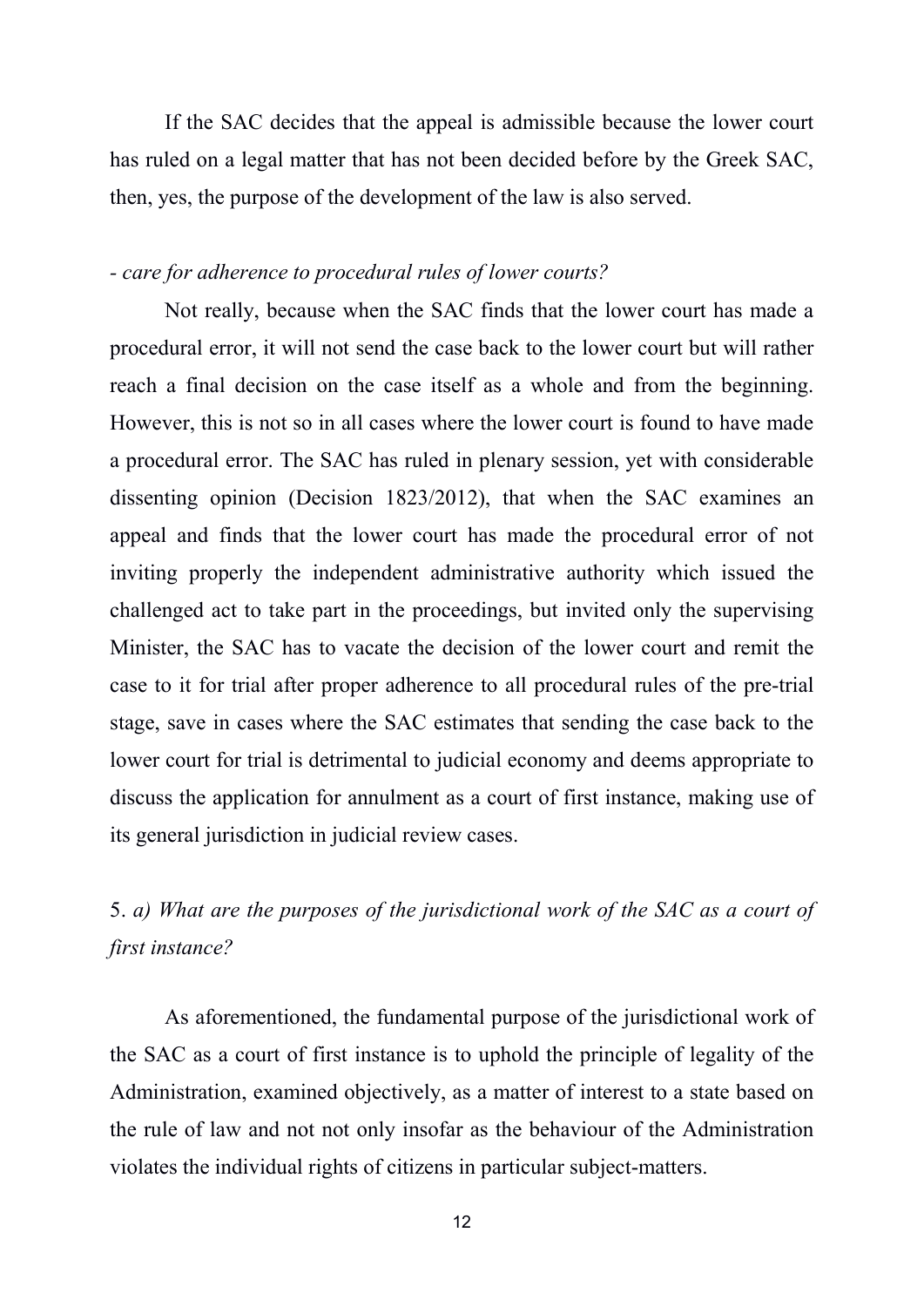If the SAC decides that the appeal is admissible because the lower court has ruled on a legal matter that has not been decided before by the Greek SAC, then, yes, the purpose of the development of the law is also served.

- *care for adherence to procedural rules of lower courts?*

Not really, because when the SAC finds that the lower court has made a procedural error, it will not send the case back to the lower court but will rather reach a final decision on the case itself as a whole and from the beginning. However, this is not so in all cases where the lower court is found to have made a procedural error. The SAC has ruled in plenary session, yet with considerable dissenting opinion (Decision 1823/2012), that when the SAC examines an appeal and finds that the lower court has made the procedural error of not inviting properly the independent administrative authority which issued the challenged act to take part in the proceedings, but invited only the supervising Minister, the SAC has to vacate the decision of the lower court and remit the case to it for trial after proper adherence to all procedural rules of the pre-trial stage, save in cases where the SAC estimates that sending the case back to the lower court for trial is detrimental to judicial economy and deems appropriate to discuss the application for annulment as a court of first instance, making use of its general jurisdiction in judicial review cases.

5. *a) What are the purposes of the jurisdictional work of the SAC as a court of first instance?*

As aforementioned, the fundamental purpose of the jurisdictional work of the SAC as a court of first instance is to uphold the principle of legality of the Administration, examined objectively, as a matter of interest to a state based on the rule of law and not not only insofar as the behaviour of the Administration violates the individual rights of citizens in particular subject-matters.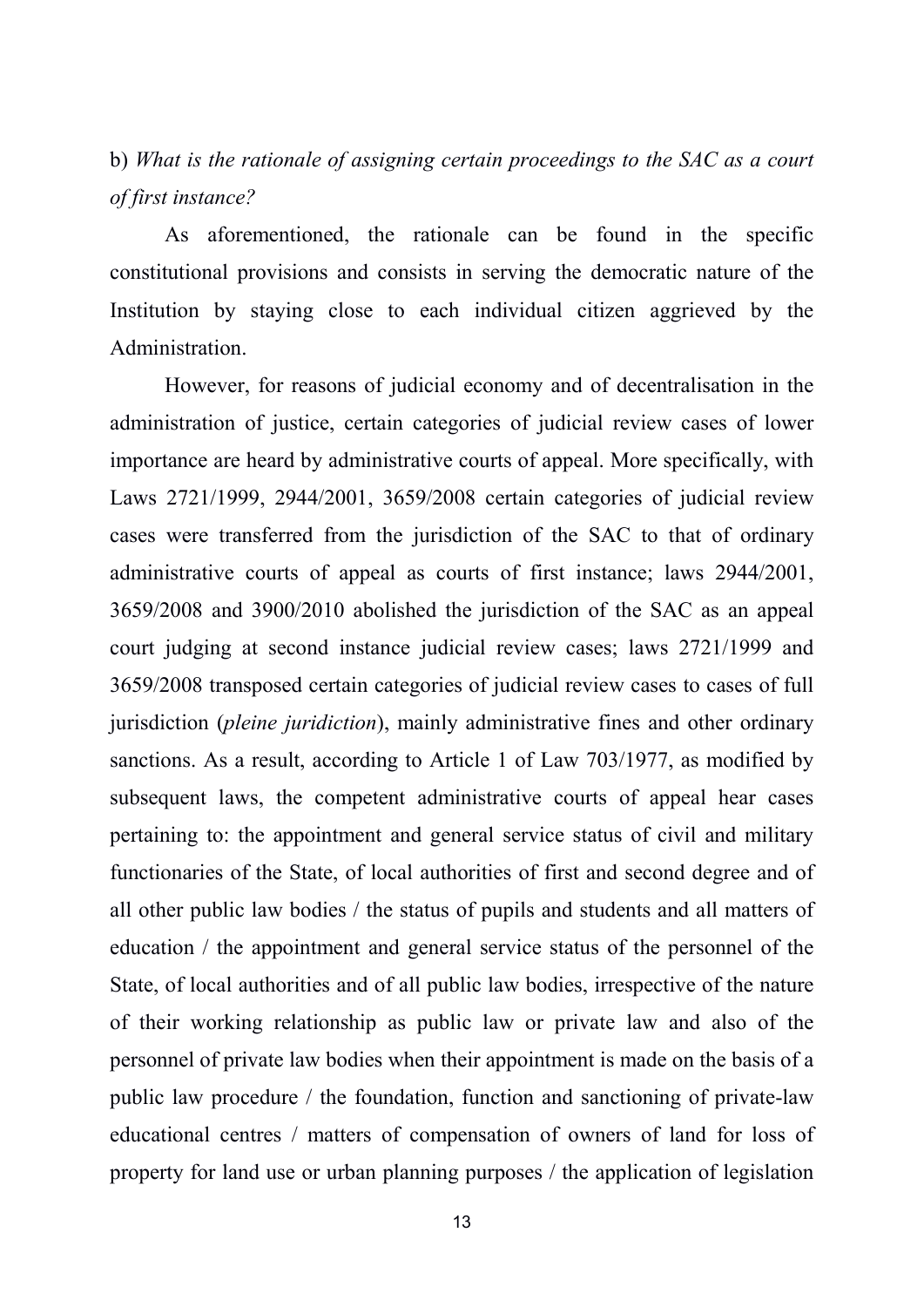b) *What is the rationale of assigning certain proceedings to the SAC as a court of first instance?*

As aforementioned, the rationale can be found in the specific constitutional provisions and consists in serving the democratic nature of the Institution by staying close to each individual citizen aggrieved by the Administration.

However, for reasons of judicial economy and of decentralisation in the administration of justice, certain categories of judicial review cases of lower importance are heard by administrative courts of appeal. More specifically, with Laws 2721/1999, 2944/2001, 3659/2008 certain categories of judicial review cases were transferred from the jurisdiction of the SAC to that of ordinary administrative courts of appeal as courts of first instance; laws 2944/2001, 3659/2008 and 3900/2010 abolished the jurisdiction of the SAC as an appeal court judging at second instance judicial review cases; laws 2721/1999 and 3659/2008 transposed certain categories of judicial review cases to cases of full jurisdiction (*pleine juridiction*), mainly administrative fines and other ordinary sanctions. As a result, according to Article 1 of Law 703/1977, as modified by subsequent laws, the competent administrative courts of appeal hear cases pertaining to: the appointment and general service status of civil and military functionaries of the State, of local authorities of first and second degree and of all other public law bodies / the status of pupils and students and all matters of education / the appointment and general service status of the personnel of the State, of local authorities and of all public law bodies, irrespective of the nature of their working relationship as public law or private law and also of the personnel of private law bodies when their appointment is made on the basis of a public law procedure / the foundation, function and sanctioning of private-law educational centres / matters of compensation of owners of land for loss of property for land use or urban planning purposes / the application of legislation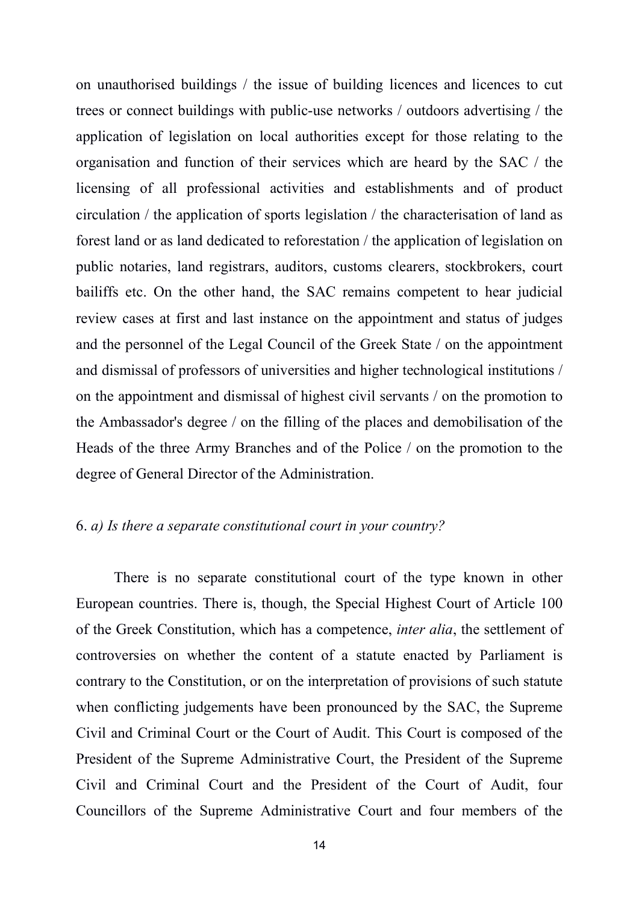on unauthorised buildings / the issue of building licences and licences to cut trees or connect buildings with public-use networks / outdoors advertising / the application of legislation on local authorities except for those relating to the organisation and function of their services which are heard by the SAC / the licensing of all professional activities and establishments and of product circulation / the application of sports legislation / the characterisation of land as forest land or as land dedicated to reforestation / the application of legislation on public notaries, land registrars, auditors, customs clearers, stockbrokers, court bailiffs etc. On the other hand, the SAC remains competent to hear judicial review cases at first and last instance on the appointment and status of judges and the personnel of the Legal Council of the Greek State / on the appointment and dismissal of professors of universities and higher technological institutions / on the appointment and dismissal of highest civil servants / on the promotion to the Ambassador's degree / on the filling of the places and demobilisation of the Heads of the three Army Branches and of the Police / on the promotion to the degree of General Director of the Administration.

6. *a) Is there a separate constitutional court in your country?*

There is no separate constitutional court of the type known in other European countries. There is, though, the Special Highest Court of Article 100 of the Greek Constitution, which has a competence, *inter alia*, the settlement of controversies on whether the content of a statute enacted by Parliament is contrary to the Constitution, or on the interpretation of provisions of such statute when conflicting judgements have been pronounced by the SAC, the Supreme Civil and Criminal Court or the Court of Audit. This Court is composed of the President of the Supreme Administrative Court, the President of the Supreme Civil and Criminal Court and the President of the Court of Audit, four Councillors of the Supreme Administrative Court and four members of the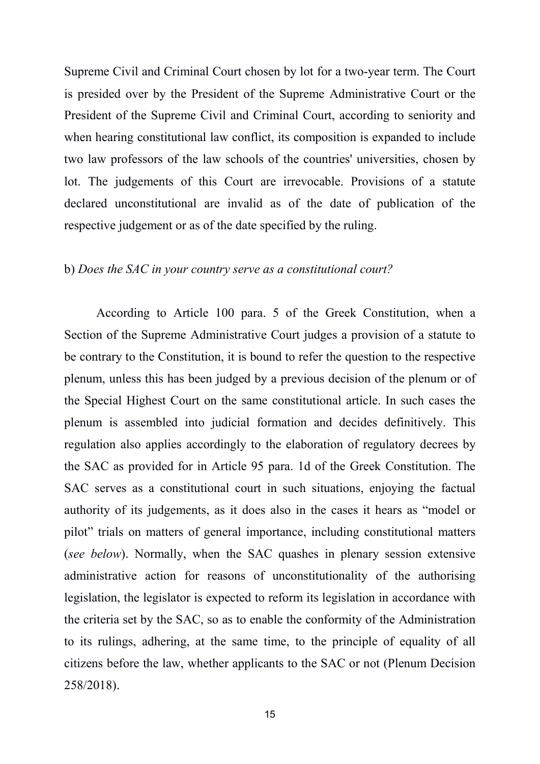Supreme Civil and Criminal Court chosen by lot for a two-year term. The Court is presided over by the President of the Supreme Administrative Court or the President of the Supreme Civil and Criminal Court, according to seniority and when hearing constitutional law conflict, its composition is expanded to include two law professors of the law schools of the countries' universities, chosen by lot. The judgements of this Court are irrevocable. Provisions of a statute declared unconstitutional are invalid as of the date of publication of the respective judgement or as of the date specified by the ruling.

b) *Does the SAC in your country serve as a constitutional court?*

According to Article 100 para. 5 of the Greek Constitution, when a Section of the Supreme Administrative Court judges a provision of a statute to be contrary to the Constitution, it is bound to refer the question to the respective plenum, unless this has been judged by a previous decision of the plenum or of the Special Highest Court on the same constitutional article. In such cases the plenum is assembled into judicial formation and decides definitively. This regulation also applies accordingly to the elaboration of regulatory decrees by the SAC as provided for in Article 95 para. 1d of the Greek Constitution. The SAC serves as a constitutional court in such situations, enjoying the factual authority of its judgements, as it does also in the cases it hears as "model or pilot" trials on matters of general importance, including constitutional matters (*see below*). Normally, when the SAC quashes in plenary session extensive administrative action for reasons of unconstitutionality of the authorising legislation, the legislator is expected to reform its legislation in accordance with the criteria set by the SAC, so as to enable the conformity of the Administration to its rulings, adhering, at the same time, to the principle of equality of all citizens before the law, whether applicants to the SAC or not (Plenum Decision 258/2018).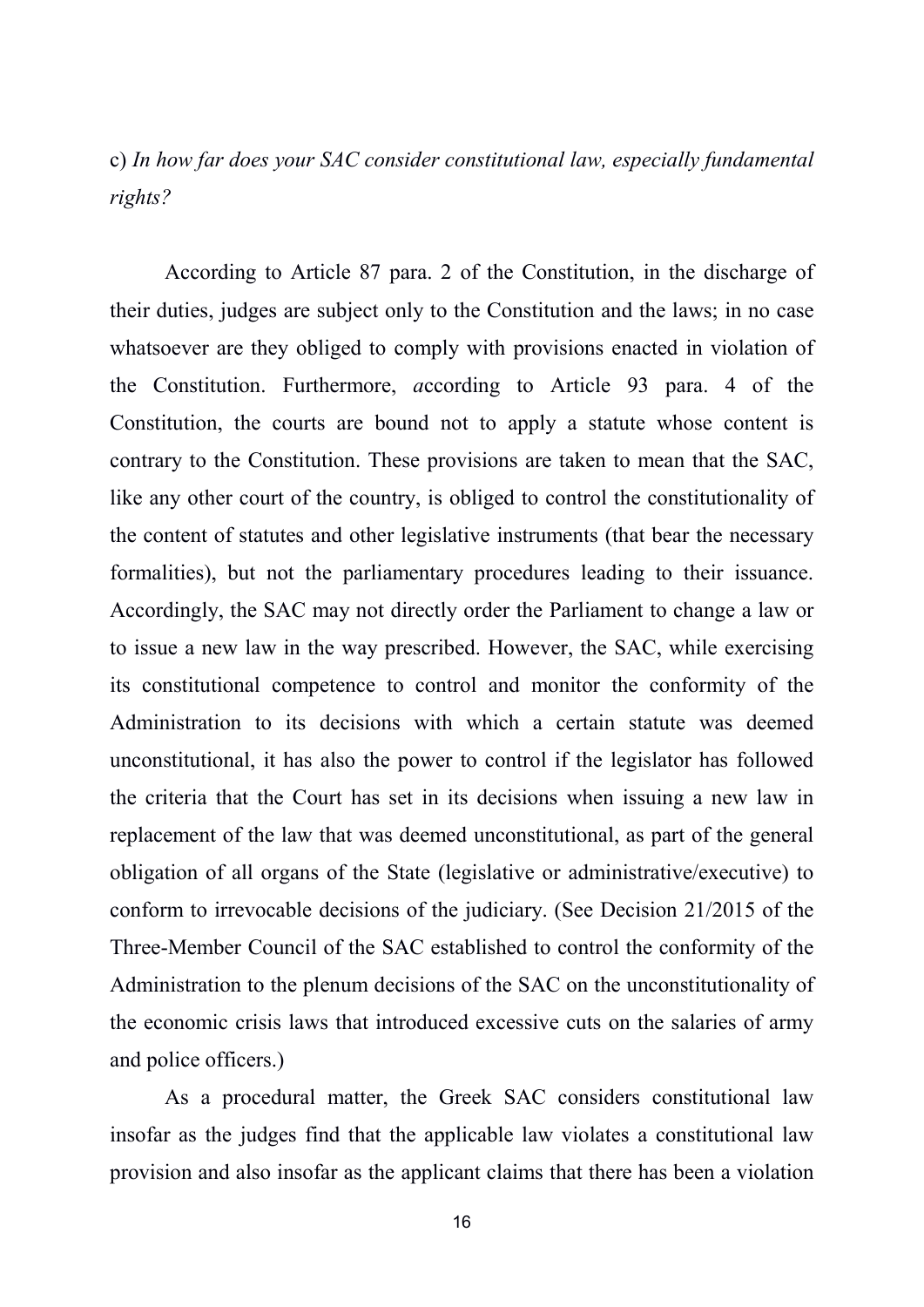c) *In how far does your SAC consider constitutional law, especially fundamental rights?*

According to Article 87 para. 2 of the Constitution, in the discharge of their duties, judges are subject only to the Constitution and the laws; in no case whatsoever are they obliged to comply with provisions enacted in violation of the Constitution. Furthermore, *a*ccording to Article 93 para. 4 of the Constitution, the courts are bound not to apply a statute whose content is contrary to the Constitution. These provisions are taken to mean that the SAC, like any other court of the country, is obliged to control the constitutionality of the content of statutes and other legislative instruments (that bear the necessary formalities), but not the parliamentary procedures leading to their issuance. Accordingly, the SAC may not directly order the Parliament to change a law or to issue a new law in the way prescribed. However, the SAC, while exercising its constitutional competence to control and monitor the conformity of the Administration to its decisions with which a certain statute was deemed unconstitutional, it has also the power to control if the legislator has followed the criteria that the Court has set in its decisions when issuing a new law in replacement of the law that was deemed unconstitutional, as part of the general obligation of all organs of the State (legislative or administrative/executive) to conform to irrevocable decisions of the judiciary. (See Decision 21/2015 of the Three-Member Council of the SAC established to control the conformity of the Administration to the plenum decisions of the SAC on the unconstitutionality of the economic crisis laws that introduced excessive cuts on the salaries of army and police officers.)

As a procedural matter, the Greek SAC considers constitutional law insofar as the judges find that the applicable law violates a constitutional law provision and also insofar as the applicant claims that there has been a violation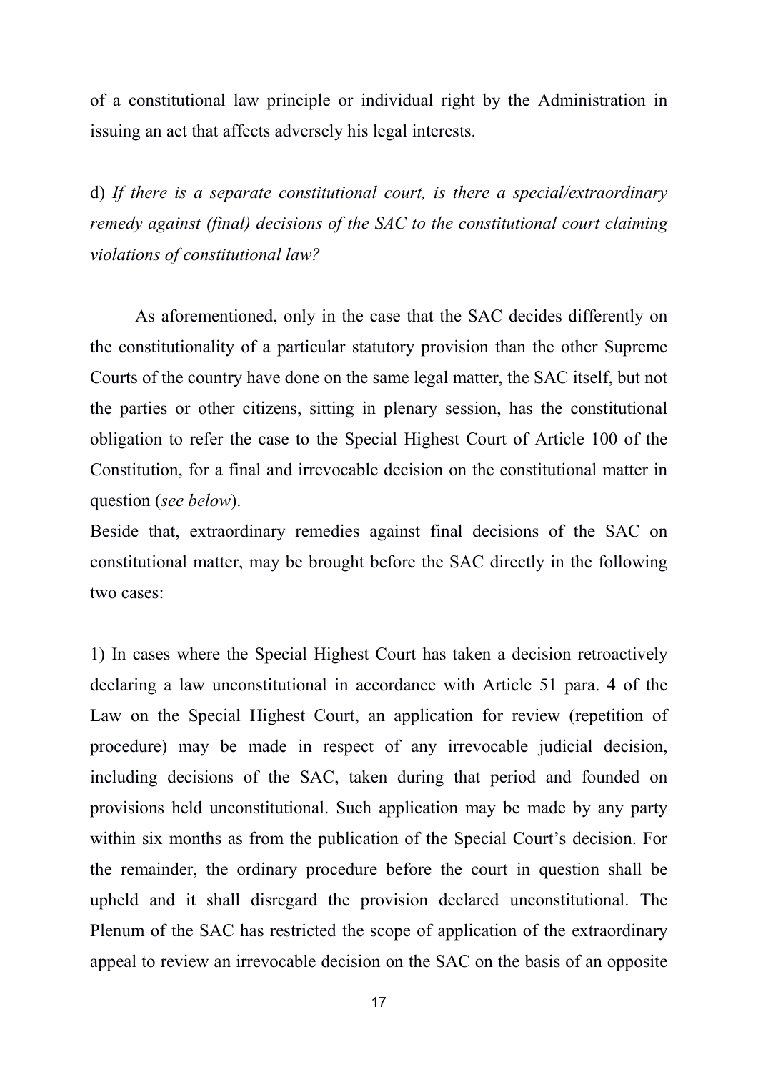of a constitutional law principle or individual right by the Administration in issuing an act that affects adversely his legal interests.

d) *If there is a separate constitutional court, is there a special/extraordinary remedy against (final) decisions of the SAC to the constitutional court claiming violations of constitutional law?*

As aforementioned, only in the case that the SAC decides differently on the constitutionality of a particular statutory provision than the other Supreme Courts of the country have done on the same legal matter, the SAC itself, but not the parties or other citizens, sitting in plenary session, has the constitutional obligation to refer the case to the Special Highest Court of Article 100 of the Constitution, for a final and irrevocable decision on the constitutional matter in question (*see below*).

Beside that, extraordinary remedies against final decisions of the SAC on constitutional matter, may be brought before the SAC directly in the following two cases:

1) In cases where the Special Highest Court has taken a decision retroactively declaring a law unconstitutional in accordance with Article 51 para. 4 of the Law on the Special Highest Court, an application for review (repetition of procedure) may be made in respect of any irrevocable judicial decision, including decisions of the SAC, taken during that period and founded on provisions held unconstitutional. Such application may be made by any party within six months as from the publication of the Special Court's decision. For the remainder, the ordinary procedure before the court in question shall be upheld and it shall disregard the provision declared unconstitutional. The Plenum of the SAC has restricted the scope of application of the extraordinary appeal to review an irrevocable decision on the SAC on the basis of an opposite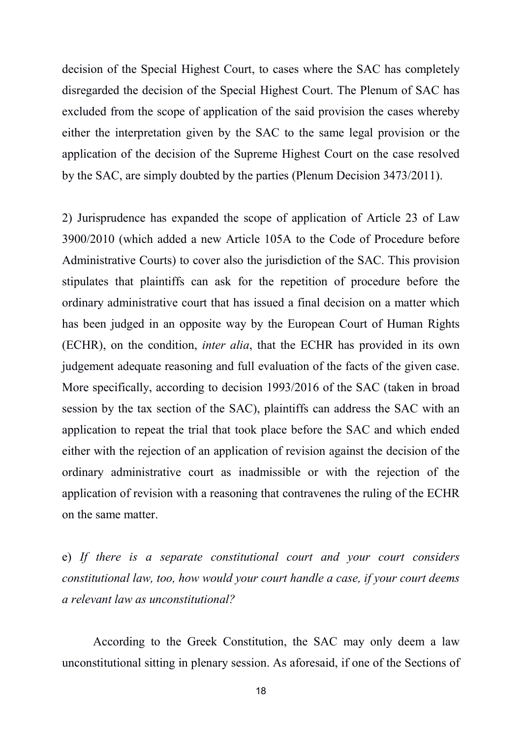decision of the Special Highest Court, to cases where the SAC has completely disregarded the decision of the Special Highest Court. The Plenum of SAC has excluded from the scope of application of the said provision the cases whereby either the interpretation given by the SAC to the same legal provision or the application of the decision of the Supreme Highest Court on the case resolved by the SAC, are simply doubted by the parties (Plenum Decision 3473/2011).

2) Jurisprudence has expanded the scope of application of Article 23 of Law 3900/2010 (which added a new Article 105A to the Code of Procedure before Administrative Courts) to cover also the jurisdiction of the SAC. This provision stipulates that plaintiffs can ask for the repetition of procedure before the ordinary administrative court that has issued a final decision on a matter which has been judged in an opposite way by the European Court of Human Rights (ECHR), on the condition, *inter alia*, that the ECHR has provided in its own judgement adequate reasoning and full evaluation of the facts of the given case. More specifically, according to decision 1993/2016 of the SAC (taken in broad session by the tax section of the SAC), plaintiffs can address the SAC with an application to repeat the trial that took place before the SAC and which ended either with the rejection of an application of revision against the decision of the ordinary administrative court as inadmissible or with the rejection of the application of revision with a reasoning that contravenes the ruling of the ECHR on the same matter.

e) *If there is a separate constitutional court and your court considers constitutional law, too, how would your court handle a case, if your court deems a relevant law as unconstitutional?*

According to the Greek Constitution, the SAC may only deem a law unconstitutional sitting in plenary session. As aforesaid, if one of the Sections of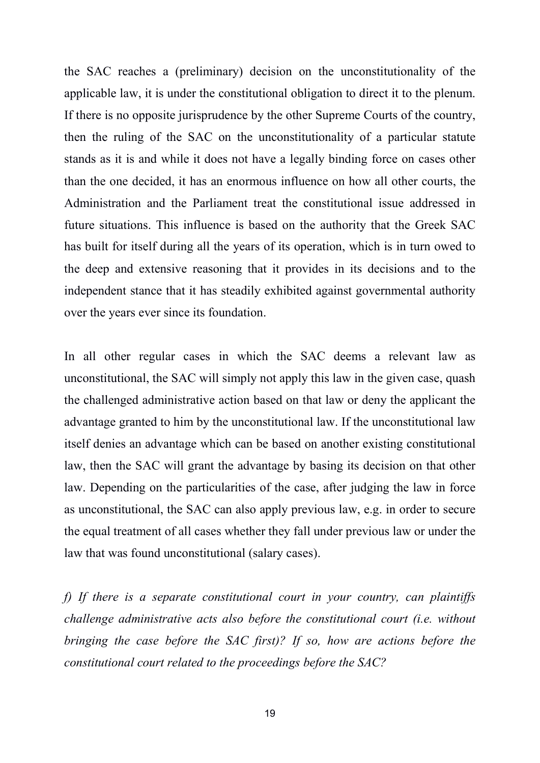the SAC reaches a (preliminary) decision on the unconstitutionality of the applicable law, it is under the constitutional obligation to direct it to the plenum. If there is no opposite jurisprudence by the other Supreme Courts of the country, then the ruling of the SAC on the unconstitutionality of a particular statute stands as it is and while it does not have a legally binding force on cases other than the one decided, it has an enormous influence on how all other courts, the Administration and the Parliament treat the constitutional issue addressed in future situations. This influence is based on the authority that the Greek SAC has built for itself during all the years of its operation, which is in turn owed to the deep and extensive reasoning that it provides in its decisions and to the independent stance that it has steadily exhibited against governmental authority over the years ever since its foundation.

In all other regular cases in which the SAC deems a relevant law as unconstitutional, the SAC will simply not apply this law in the given case, quash the challenged administrative action based on that law or deny the applicant the advantage granted to him by the unconstitutional law. If the unconstitutional law itself denies an advantage which can be based on another existing constitutional law, then the SAC will grant the advantage by basing its decision on that other law. Depending on the particularities of the case, after judging the law in force as unconstitutional, the SAC can also apply previous law, e.g. in order to secure the equal treatment of all cases whether they fall under previous law or under the law that was found unconstitutional (salary cases).

*f) If there is a separate constitutional court in your country, can plaintiffs challenge administrative acts also before the constitutional court (i.e. without bringing the case before the SAC first)? If so, how are actions before the constitutional court related to the proceedings before the SAC?*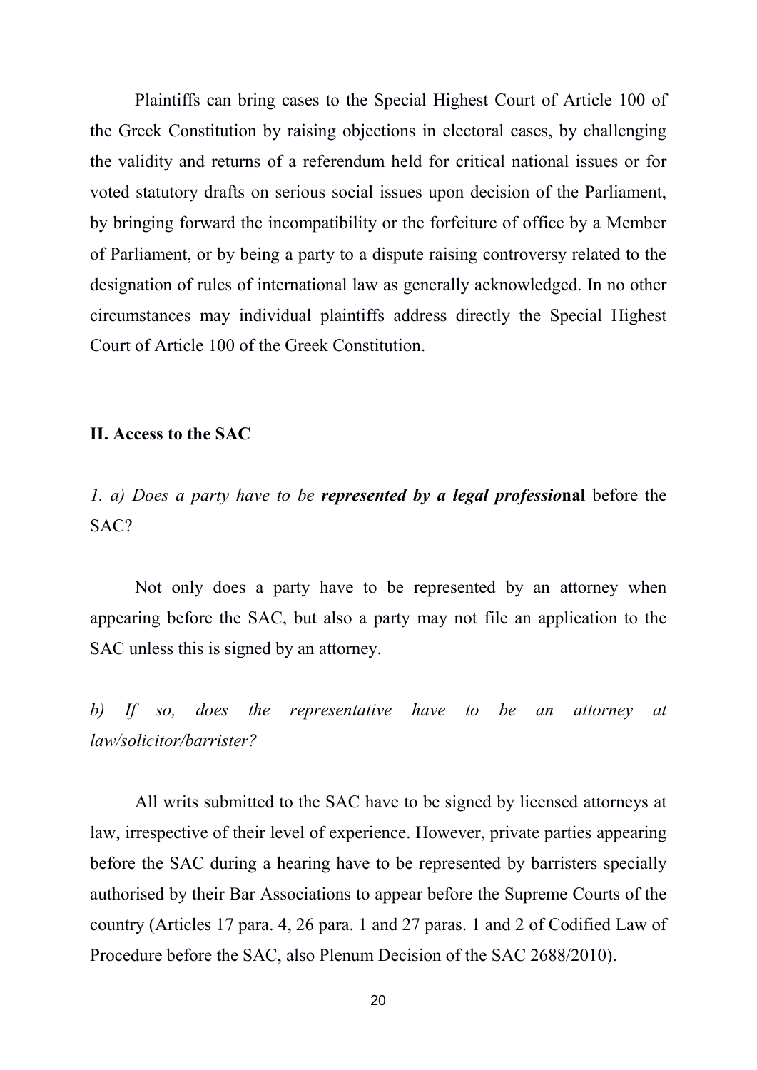Plaintiffs can bring cases to the Special Highest Court of Article 100 of the Greek Constitution by raising objections in electoral cases, by challenging the validity and returns of a referendum held for critical national issues or for voted statutory drafts on serious social issues upon decision of the Parliament, by bringing forward the incompatibility or the forfeiture of office by a Member of Parliament, or by being a party to a dispute raising controversy related to the designation of rules of international law as generally acknowledged. In no other circumstances may individual plaintiffs address directly the Special Highest Court of Article 100 of the Greek Constitution.

## II. Access to the SAC

*1. a) Does a party have to be **represented by a legal professio*****nal** before the SAC?

Not only does a party have to be represented by an attorney when appearing before the SAC, but also a party may not file an application to the SAC unless this is signed by an attorney.

*b) If so, does the representative have to be an attorney at law/solicitor/barrister?*

All writs submitted to the SAC have to be signed by licensed attorneys at law, irrespective of their level of experience. However, private parties appearing before the SAC during a hearing have to be represented by barristers specially authorised by their Bar Associations to appear before the Supreme Courts of the country (Articles 17 para. 4, 26 para. 1 and 27 paras. 1 and 2 of Codified Law of Procedure before the SAC, also Plenum Decision of the SAC 2688/2010).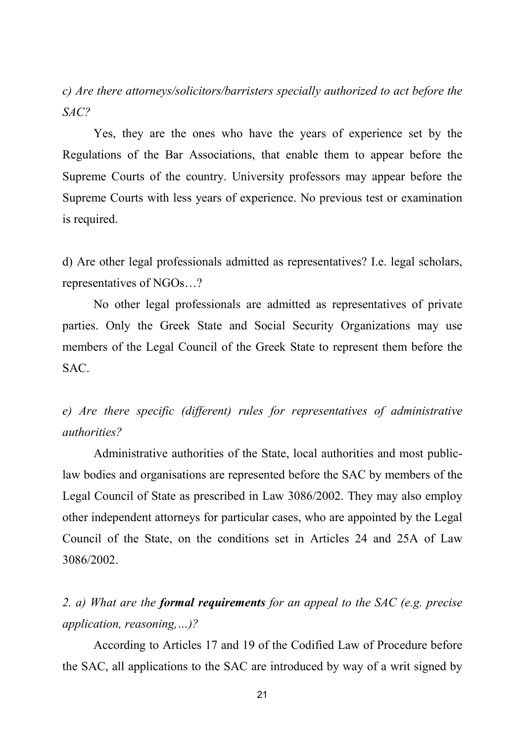*c) Are there attorneys/solicitors/barristers specially authorized to act before the SAC?*

Yes, they are the ones who have the years of experience set by the Regulations of the Bar Associations, that enable them to appear before the Supreme Courts of the country. University professors may appear before the Supreme Courts with less years of experience. No previous test or examination is required.

d) Are other legal professionals admitted as representatives? I.e. legal scholars, representatives of NGOs…?

No other legal professionals are admitted as representatives of private parties. Only the Greek State and Social Security Organizations may use members of the Legal Council of the Greek State to represent them before the SAC.

*e) Are there specific (different) rules for representatives of administrative authorities?*

Administrative authorities of the State, local authorities and most public-law bodies and organisations are represented before the SAC by members of the Legal Council of State as prescribed in Law 3086/2002. They may also employ other independent attorneys for particular cases, who are appointed by the Legal Council of the State, on the conditions set in Articles 24 and 25A of Law 3086/2002.

*2. a) What are the **formal requirements** for an appeal to the SAC (e.g. precise application, reasoning,…)?*

According to Articles 17 and 19 of the Codified Law of Procedure before the SAC, all applications to the SAC are introduced by way of a writ signed by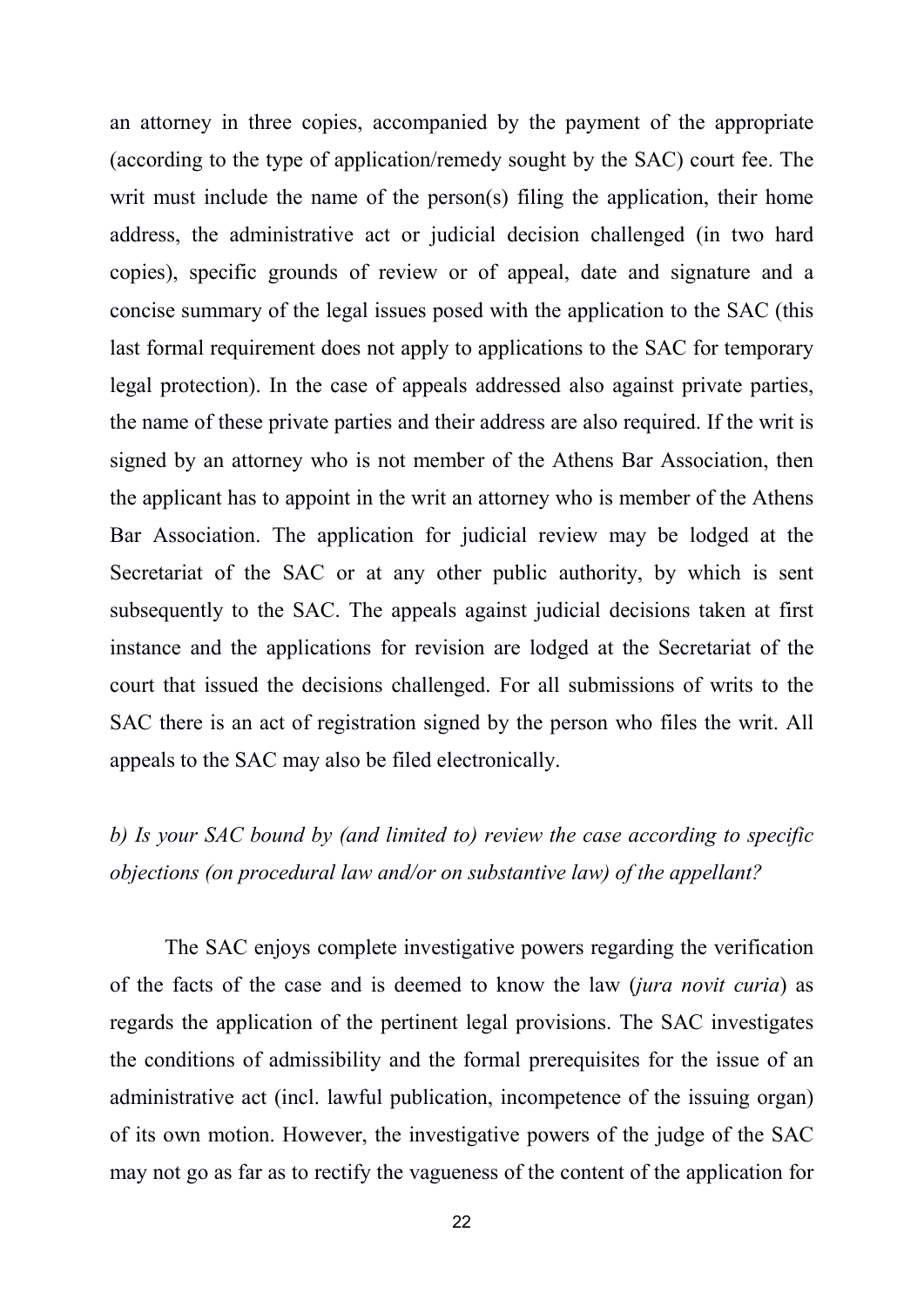an attorney in three copies, accompanied by the payment of the appropriate (according to the type of application/remedy sought by the SAC) court fee. The writ must include the name of the person(s) filing the application, their home address, the administrative act or judicial decision challenged (in two hard copies), specific grounds of review or of appeal, date and signature and a concise summary of the legal issues posed with the application to the SAC (this last formal requirement does not apply to applications to the SAC for temporary legal protection). In the case of appeals addressed also against private parties, the name of these private parties and their address are also required. If the writ is signed by an attorney who is not member of the Athens Bar Association, then the applicant has to appoint in the writ an attorney who is member of the Athens Bar Association. The application for judicial review may be lodged at the Secretariat of the SAC or at any other public authority, by which is sent subsequently to the SAC. The appeals against judicial decisions taken at first instance and the applications for revision are lodged at the Secretariat of the court that issued the decisions challenged. For all submissions of writs to the SAC there is an act of registration signed by the person who files the writ. All appeals to the SAC may also be filed electronically.

*b) Is your SAC bound by (and limited to) review the case according to specific objections (on procedural law and/or on substantive law) of the appellant?*

The SAC enjoys complete investigative powers regarding the verification of the facts of the case and is deemed to know the law (*jura novit curia*) as regards the application of the pertinent legal provisions. The SAC investigates the conditions of admissibility and the formal prerequisites for the issue of an administrative act (incl. lawful publication, incompetence of the issuing organ) of its own motion. However, the investigative powers of the judge of the SAC may not go as far as to rectify the vagueness of the content of the application for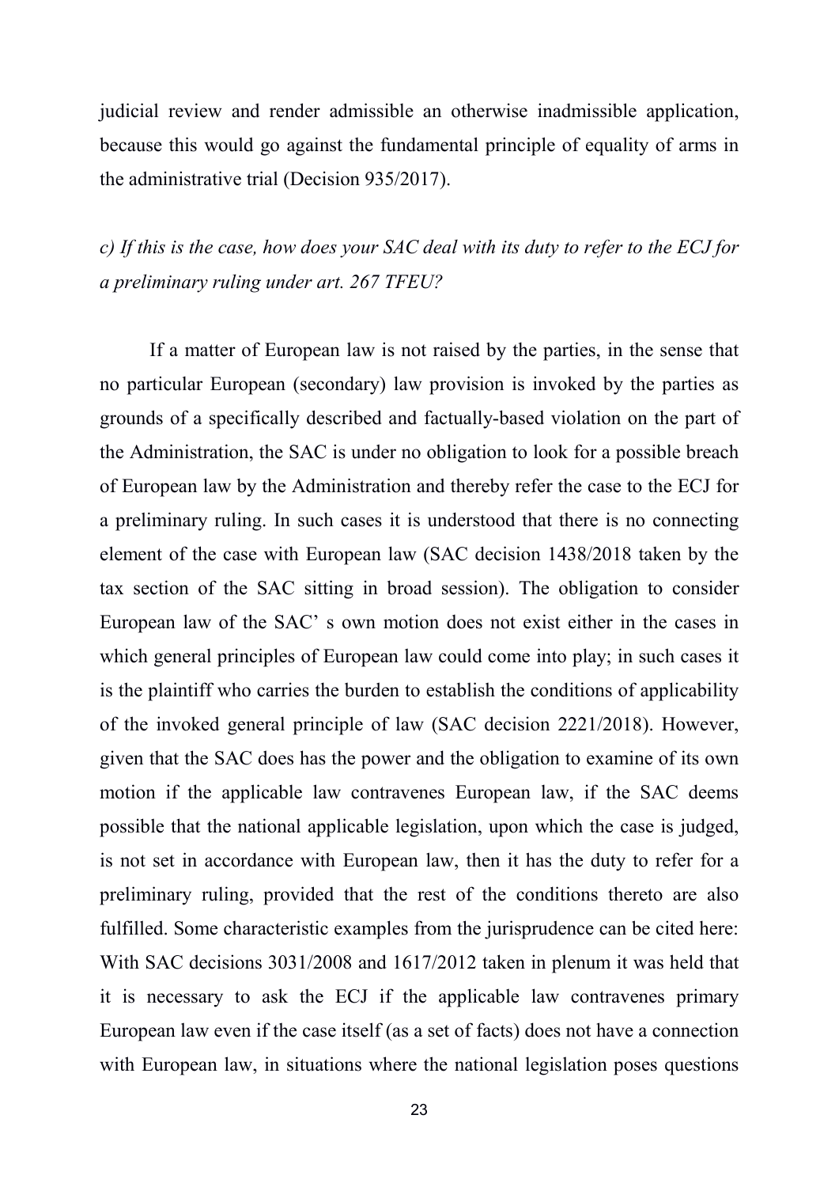judicial review and render admissible an otherwise inadmissible application, because this would go against the fundamental principle of equality of arms in the administrative trial (Decision 935/2017).

*c) If this is the case, how does your SAC deal with its duty to refer to the ECJ for a preliminary ruling under art. 267 TFEU?*

If a matter of European law is not raised by the parties, in the sense that no particular European (secondary) law provision is invoked by the parties as grounds of a specifically described and factually-based violation on the part of the Administration, the SAC is under no obligation to look for a possible breach of European law by the Administration and thereby refer the case to the ECJ for a preliminary ruling. In such cases it is understood that there is no connecting element of the case with European law (SAC decision 1438/2018 taken by the tax section of the SAC sitting in broad session). The obligation to consider European law of the SAC' s own motion does not exist either in the cases in which general principles of European law could come into play; in such cases it is the plaintiff who carries the burden to establish the conditions of applicability of the invoked general principle of law (SAC decision 2221/2018). However, given that the SAC does has the power and the obligation to examine of its own motion if the applicable law contravenes European law, if the SAC deems possible that the national applicable legislation, upon which the case is judged, is not set in accordance with European law, then it has the duty to refer for a preliminary ruling, provided that the rest of the conditions thereto are also fulfilled. Some characteristic examples from the jurisprudence can be cited here: With SAC decisions 3031/2008 and 1617/2012 taken in plenum it was held that it is necessary to ask the ECJ if the applicable law contravenes primary European law even if the case itself (as a set of facts) does not have a connection with European law, in situations where the national legislation poses questions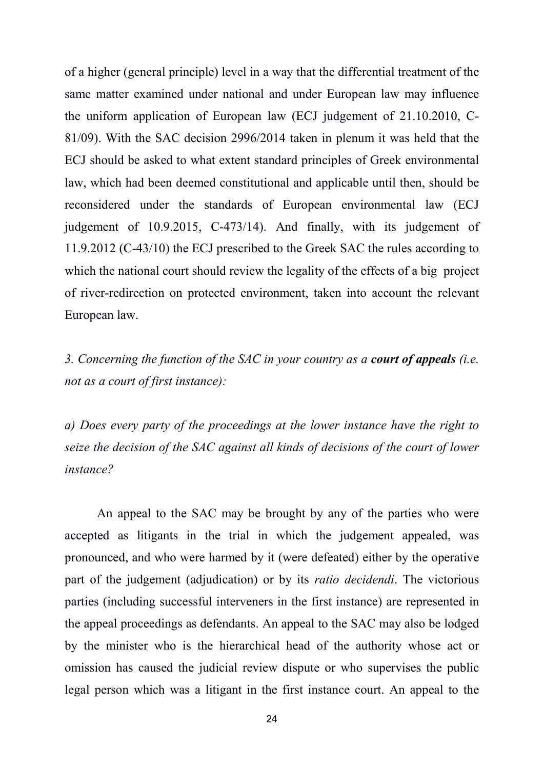of a higher (general principle) level in a way that the differential treatment of the same matter examined under national and under European law may influence the uniform application of European law (ECJ judgement of 21.10.2010, C-81/09). With the SAC decision 2996/2014 taken in plenum it was held that the ECJ should be asked to what extent standard principles of Greek environmental law, which had been deemed constitutional and applicable until then, should be reconsidered under the standards of European environmental law (ECJ judgement of 10.9.2015, C-473/14). And finally, with its judgement of 11.9.2012 (C-43/10) the ECJ prescribed to the Greek SAC the rules according to which the national court should review the legality of the effects of a big project of river-redirection on protected environment, taken into account the relevant European law.

*3. Concerning the function of the SAC in your country as a **court of appeals** (i.e. not as a court of first instance):*

*a) Does every party of the proceedings at the lower instance have the right to seize the decision of the SAC against all kinds of decisions of the court of lower instance?*

An appeal to the SAC may be brought by any of the parties who were accepted as litigants in the trial in which the judgement appealed, was pronounced, and who were harmed by it (were defeated) either by the operative part of the judgement (adjudication) or by its *ratio decidendi*. The victorious parties (including successful interveners in the first instance) are represented in the appeal proceedings as defendants. An appeal to the SAC may also be lodged by the minister who is the hierarchical head of the authority whose act or omission has caused the judicial review dispute or who supervises the public legal person which was a litigant in the first instance court. An appeal to the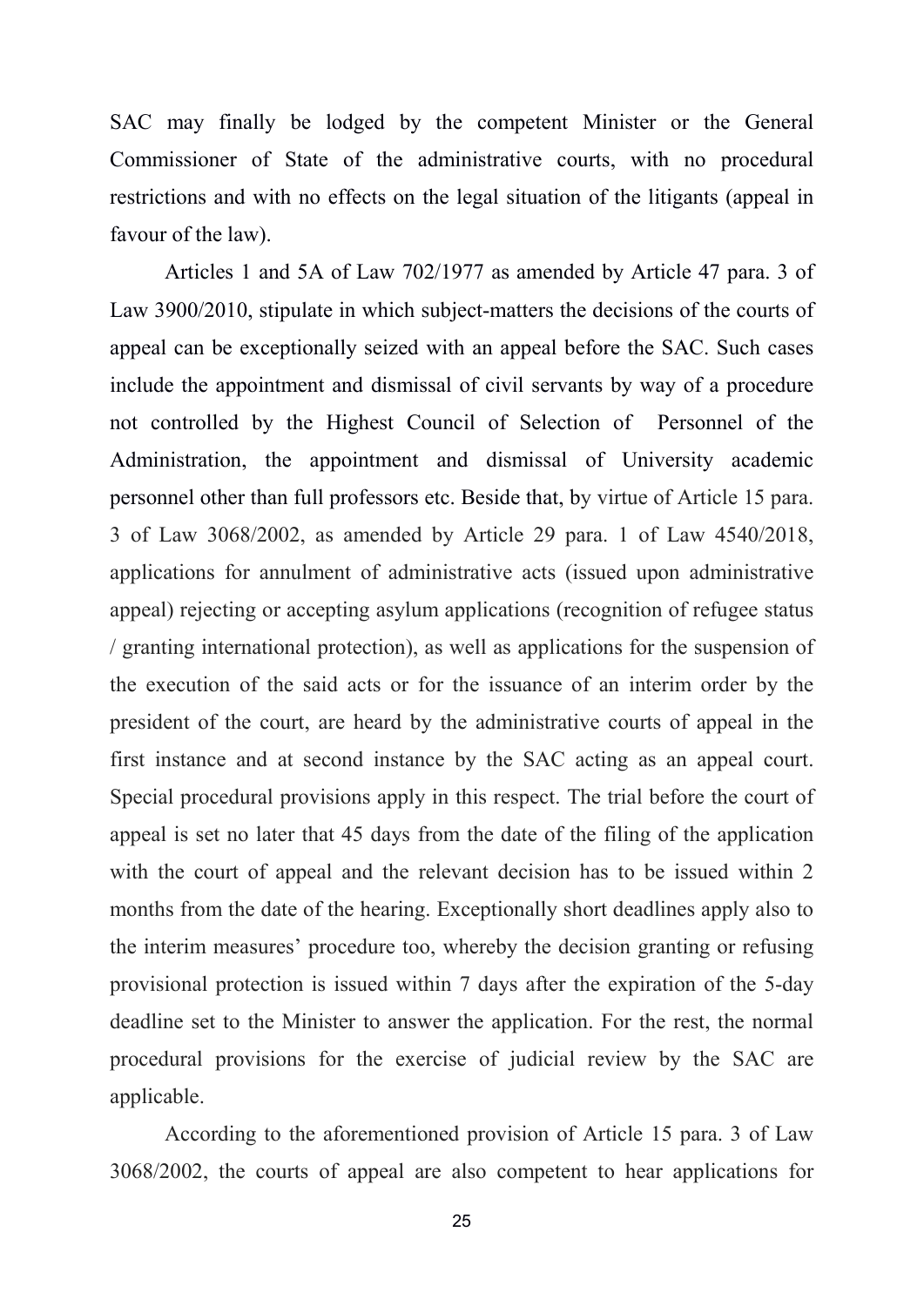SAC may finally be lodged by the competent Minister or the General Commissioner of State of the administrative courts, with no procedural restrictions and with no effects on the legal situation of the litigants (appeal in favour of the law).

Articles 1 and 5A of Law 702/1977 as amended by Article 47 para. 3 of Law 3900/2010, stipulate in which subject-matters the decisions of the courts of appeal can be exceptionally seized with an appeal before the SAC. Such cases include the appointment and dismissal of civil servants by way of a procedure not controlled by the Highest Council of Selection of Personnel of the Administration, the appointment and dismissal of University academic personnel other than full professors etc. Beside that, by virtue of Article 15 para. 3 of Law 3068/2002, as amended by Article 29 para. 1 of Law 4540/2018, applications for annulment of administrative acts (issued upon administrative appeal) rejecting or accepting asylum applications (recognition of refugee status / granting international protection), as well as applications for the suspension of the execution of the said acts or for the issuance of an interim order by the president of the court, are heard by the administrative courts of appeal in the first instance and at second instance by the SAC acting as an appeal court. Special procedural provisions apply in this respect. The trial before the court of appeal is set no later that 45 days from the date of the filing of the application with the court of appeal and the relevant decision has to be issued within 2 months from the date of the hearing. Exceptionally short deadlines apply also to the interim measures' procedure too, whereby the decision granting or refusing provisional protection is issued within 7 days after the expiration of the 5-day deadline set to the Minister to answer the application. For the rest, the normal procedural provisions for the exercise of judicial review by the SAC are applicable.

According to the aforementioned provision of Article 15 para. 3 of Law 3068/2002, the courts of appeal are also competent to hear applications for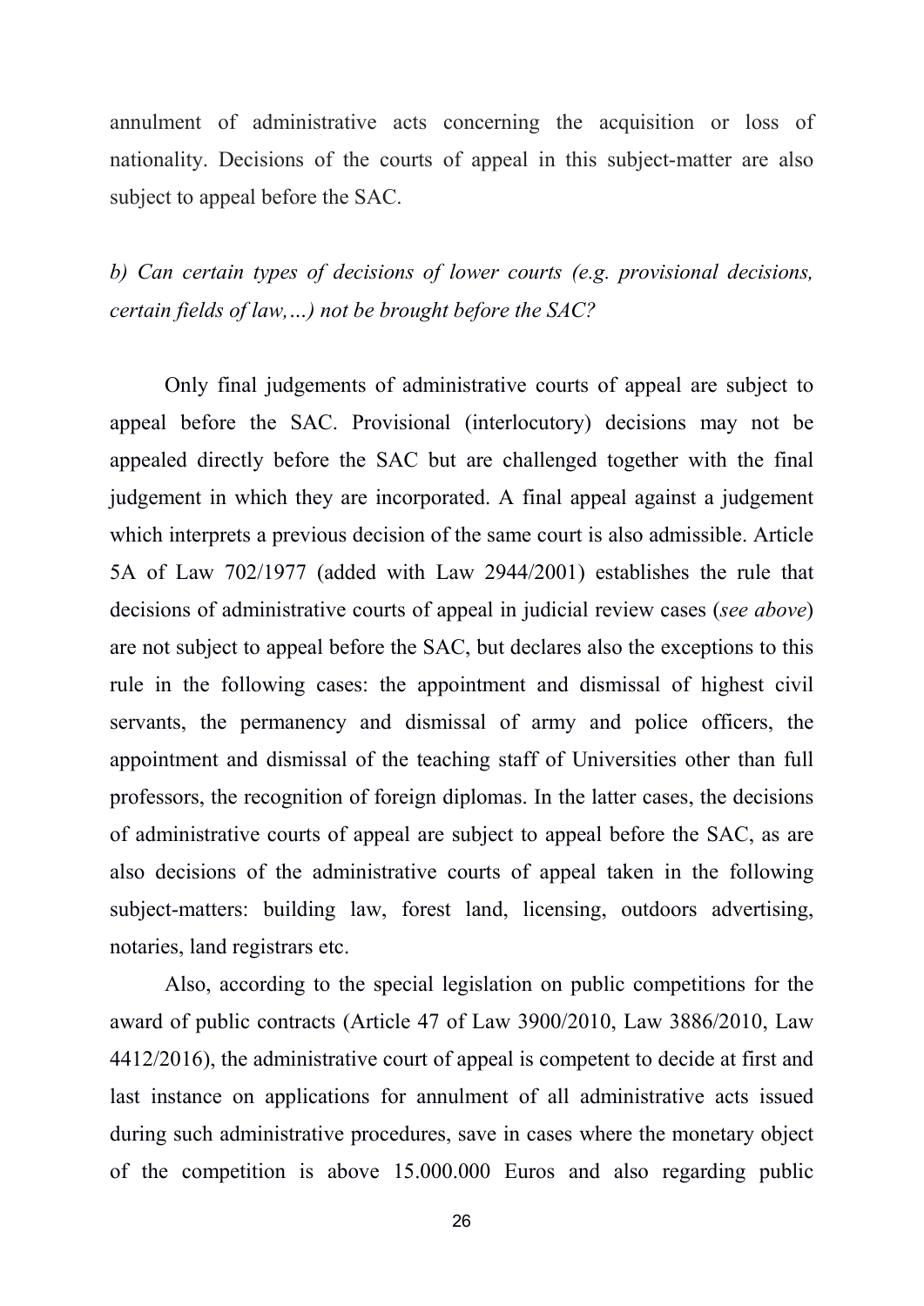annulment of administrative acts concerning the acquisition or loss of nationality. Decisions of the courts of appeal in this subject-matter are also subject to appeal before the SAC.

*b) Can certain types of decisions of lower courts (e.g. provisional decisions, certain fields of law,…) not be brought before the SAC?*

Only final judgements of administrative courts of appeal are subject to appeal before the SAC. Provisional (interlocutory) decisions may not be appealed directly before the SAC but are challenged together with the final judgement in which they are incorporated. A final appeal against a judgement which interprets a previous decision of the same court is also admissible. Article 5A of Law 702/1977 (added with Law 2944/2001) establishes the rule that decisions of administrative courts of appeal in judicial review cases (*see above*) are not subject to appeal before the SAC, but declares also the exceptions to this rule in the following cases: the appointment and dismissal of highest civil servants, the permanency and dismissal of army and police officers, the appointment and dismissal of the teaching staff of Universities other than full professors, the recognition of foreign diplomas. In the latter cases, the decisions of administrative courts of appeal are subject to appeal before the SAC, as are also decisions of the administrative courts of appeal taken in the following subject-matters: building law, forest land, licensing, outdoors advertising, notaries, land registrars etc.

Also, according to the special legislation on public competitions for the award of public contracts (Article 47 of Law 3900/2010, Law 3886/2010, Law 4412/2016), the administrative court of appeal is competent to decide at first and last instance on applications for annulment of all administrative acts issued during such administrative procedures, save in cases where the monetary object of the competition is above 15.000.000 Euros and also regarding public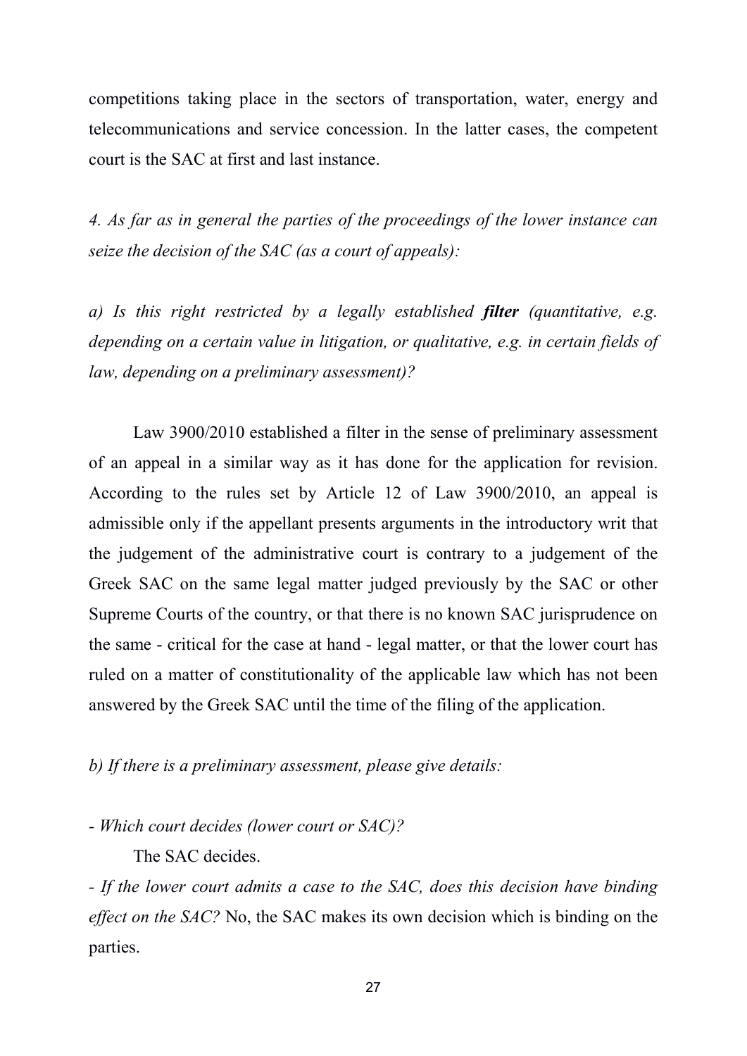competitions taking place in the sectors of transportation, water, energy and telecommunications and service concession. In the latter cases, the competent court is the SAC at first and last instance.

*4. As far as in general the parties of the proceedings of the lower instance can seize the decision of the SAC (as a court of appeals):*

*a) Is this right restricted by a legally established* ***filter*** *(quantitative, e.g. depending on a certain value in litigation, or qualitative, e.g. in certain fields of law, depending on a preliminary assessment)?*

Law 3900/2010 established a filter in the sense of preliminary assessment of an appeal in a similar way as it has done for the application for revision. According to the rules set by Article 12 of Law 3900/2010, an appeal is admissible only if the appellant presents arguments in the introductory writ that the judgement of the administrative court is contrary to a judgement of the Greek SAC on the same legal matter judged previously by the SAC or other Supreme Courts of the country, or that there is no known SAC jurisprudence on the same - critical for the case at hand - legal matter, or that the lower court has ruled on a matter of constitutionality of the applicable law which has not been answered by the Greek SAC until the time of the filing of the application.

*b) If there is a preliminary assessment, please give details:*

*- Which court decides (lower court or SAC)?*

The SAC decides.

*- If the lower court admits a case to the SAC, does this decision have binding effect on the SAC?* No, the SAC makes its own decision which is binding on the parties.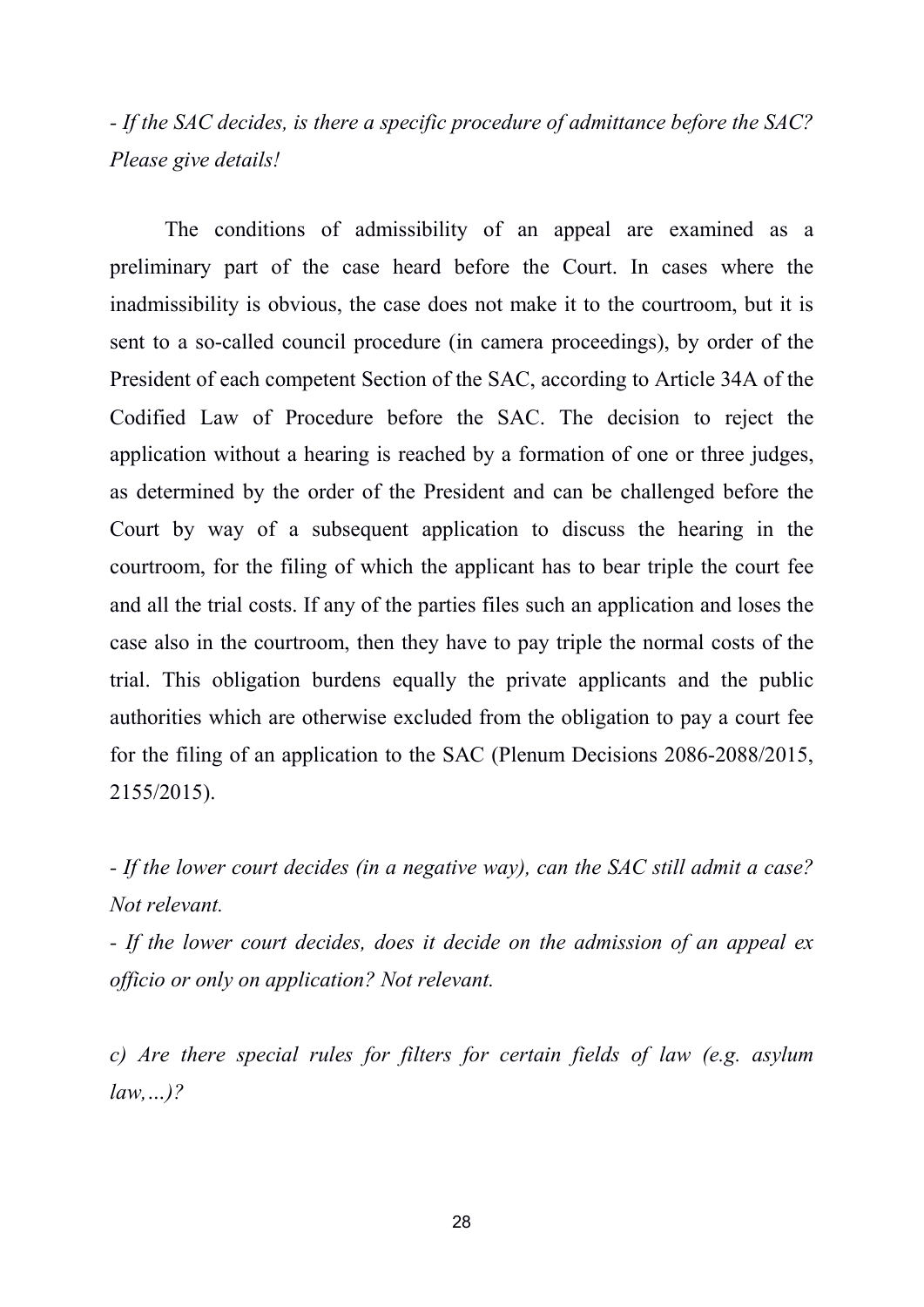*- If the SAC decides, is there a specific procedure of admittance before the SAC? Please give details!*

The conditions of admissibility of an appeal are examined as a preliminary part of the case heard before the Court. In cases where the inadmissibility is obvious, the case does not make it to the courtroom, but it is sent to a so-called council procedure (in camera proceedings), by order of the President of each competent Section of the SAC, according to Article 34A of the Codified Law of Procedure before the SAC. The decision to reject the application without a hearing is reached by a formation of one or three judges, as determined by the order of the President and can be challenged before the Court by way of a subsequent application to discuss the hearing in the courtroom, for the filing of which the applicant has to bear triple the court fee and all the trial costs. If any of the parties files such an application and loses the case also in the courtroom, then they have to pay triple the normal costs of the trial. This obligation burdens equally the private applicants and the public authorities which are otherwise excluded from the obligation to pay a court fee for the filing of an application to the SAC (Plenum Decisions 2086-2088/2015, 2155/2015).

*- If the lower court decides (in a negative way), can the SAC still admit a case? Not relevant.*

*- If the lower court decides, does it decide on the admission of an appeal ex officio or only on application? Not relevant.*

*c) Are there special rules for filters for certain fields of law (e.g. asylum law,…)?*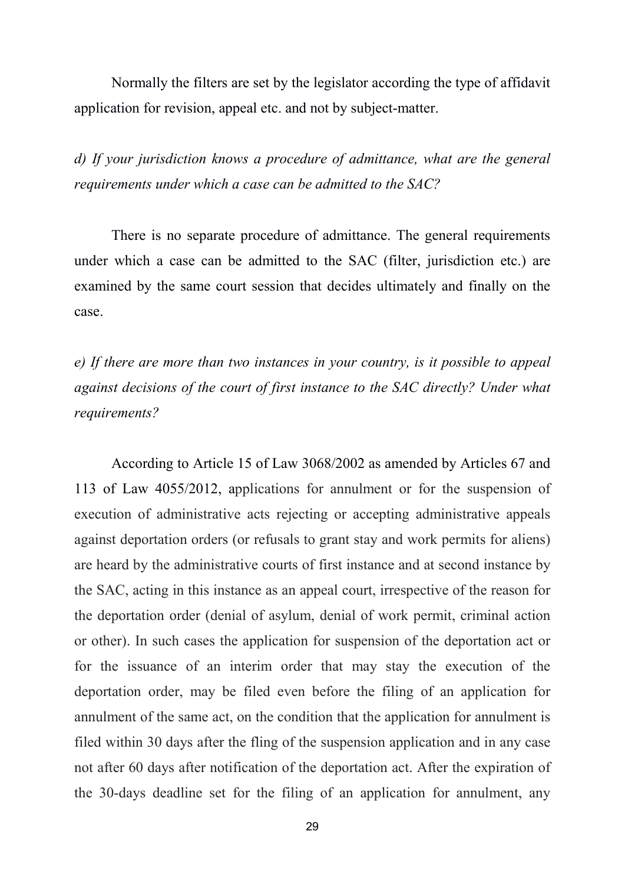Normally the filters are set by the legislator according the type of affidavit application for revision, appeal etc. and not by subject-matter.

*d) If your jurisdiction knows a procedure of admittance, what are the general requirements under which a case can be admitted to the SAC?*

There is no separate procedure of admittance. The general requirements under which a case can be admitted to the SAC (filter, jurisdiction etc.) are examined by the same court session that decides ultimately and finally on the case.

*e) If there are more than two instances in your country, is it possible to appeal against decisions of the court of first instance to the SAC directly? Under what requirements?*

According to Article 15 of Law 3068/2002 as amended by Articles 67 and 113 of Law 4055/2012, applications for annulment or for the suspension of execution of administrative acts rejecting or accepting administrative appeals against deportation orders (or refusals to grant stay and work permits for aliens) are heard by the administrative courts of first instance and at second instance by the SAC, acting in this instance as an appeal court, irrespective of the reason for the deportation order (denial of asylum, denial of work permit, criminal action or other). In such cases the application for suspension of the deportation act or for the issuance of an interim order that may stay the execution of the deportation order, may be filed even before the filing of an application for annulment of the same act, on the condition that the application for annulment is filed within 30 days after the fling of the suspension application and in any case not after 60 days after notification of the deportation act. After the expiration of the 30-days deadline set for the filing of an application for annulment, any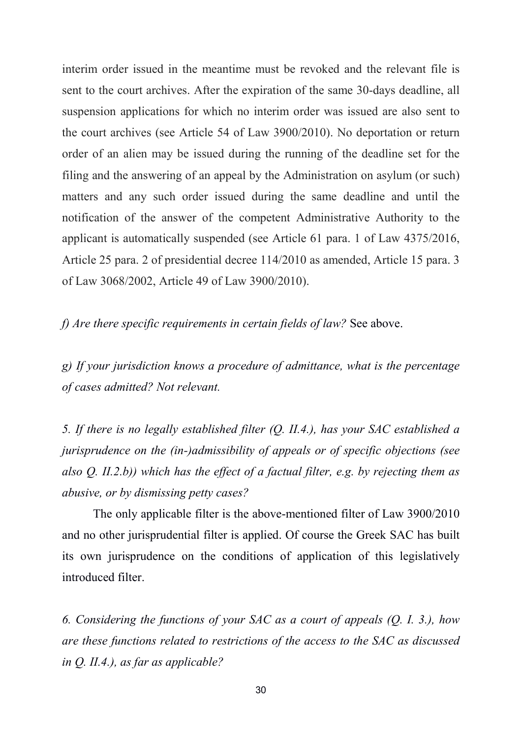interim order issued in the meantime must be revoked and the relevant file is sent to the court archives. After the expiration of the same 30-days deadline, all suspension applications for which no interim order was issued are also sent to the court archives (see Article 54 of Law 3900/2010). No deportation or return order of an alien may be issued during the running of the deadline set for the filing and the answering of an appeal by the Administration on asylum (or such) matters and any such order issued during the same deadline and until the notification of the answer of the competent Administrative Authority to the applicant is automatically suspended (see Article 61 para. 1 of Law 4375/2016, Article 25 para. 2 of presidential decree 114/2010 as amended, Article 15 para. 3 of Law 3068/2002, Article 49 of Law 3900/2010).

*f) Are there specific requirements in certain fields of law?* See above.

*g) If your jurisdiction knows a procedure of admittance, what is the percentage of cases admitted? Not relevant.*

*5. If there is no legally established filter (Q. II.4.), has your SAC established a jurisprudence on the (in-)admissibility of appeals or of specific objections (see also Q. II.2.b)) which has the effect of a factual filter, e.g. by rejecting them as abusive, or by dismissing petty cases?*

The only applicable filter is the above-mentioned filter of Law 3900/2010 and no other jurisprudential filter is applied. Of course the Greek SAC has built its own jurisprudence on the conditions of application of this legislatively introduced filter.

*6. Considering the functions of your SAC as a court of appeals (Q. I. 3.), how are these functions related to restrictions of the access to the SAC as discussed in Q. II.4.), as far as applicable?*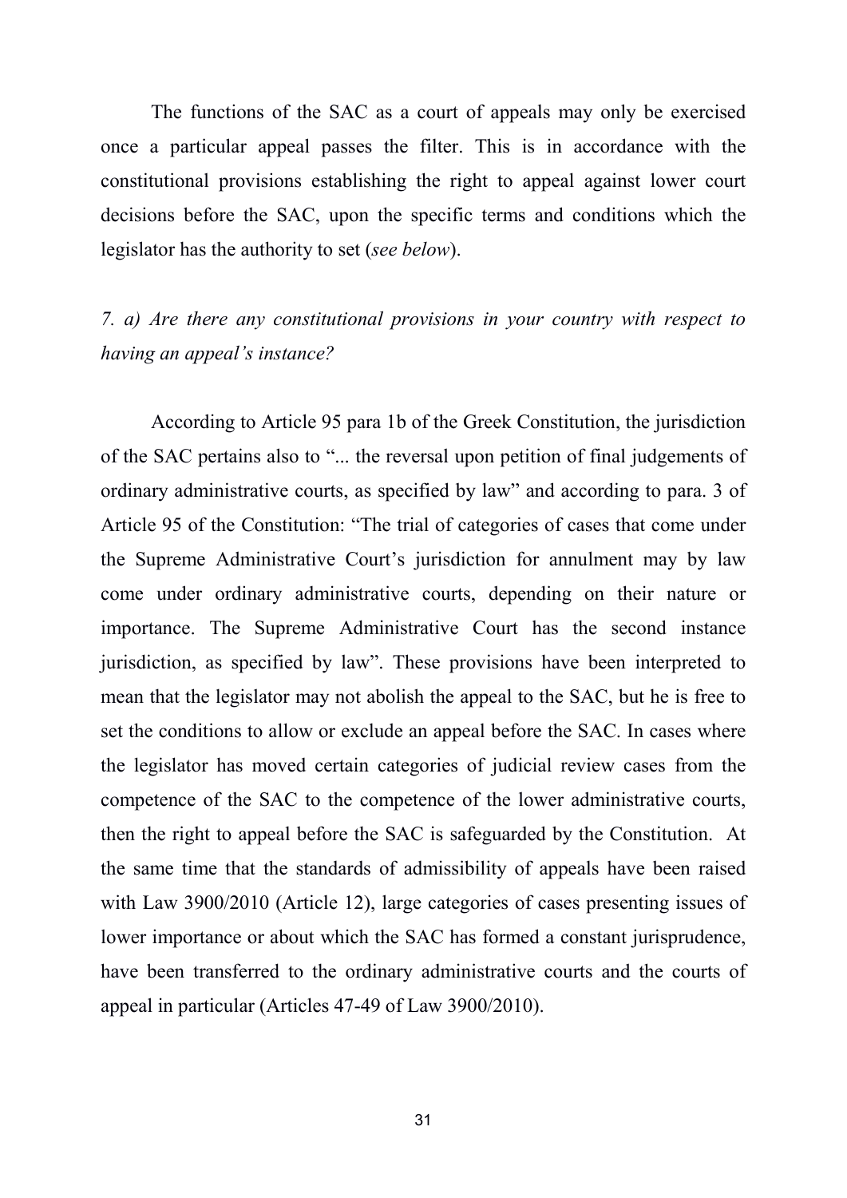The functions of the SAC as a court of appeals may only be exercised once a particular appeal passes the filter. This is in accordance with the constitutional provisions establishing the right to appeal against lower court decisions before the SAC, upon the specific terms and conditions which the legislator has the authority to set (*see below*).

*7. a) Are there any constitutional provisions in your country with respect to having an appeal's instance?*

According to Article 95 para 1b of the Greek Constitution, the jurisdiction of the SAC pertains also to "... the reversal upon petition of final judgements of ordinary administrative courts, as specified by law" and according to para. 3 of Article 95 of the Constitution: "The trial of categories of cases that come under the Supreme Administrative Court's jurisdiction for annulment may by law come under ordinary administrative courts, depending on their nature or importance. The Supreme Administrative Court has the second instance jurisdiction, as specified by law". These provisions have been interpreted to mean that the legislator may not abolish the appeal to the SAC, but he is free to set the conditions to allow or exclude an appeal before the SAC. In cases where the legislator has moved certain categories of judicial review cases from the competence of the SAC to the competence of the lower administrative courts, then the right to appeal before the SAC is safeguarded by the Constitution. At the same time that the standards of admissibility of appeals have been raised with Law 3900/2010 (Article 12), large categories of cases presenting issues of lower importance or about which the SAC has formed a constant jurisprudence, have been transferred to the ordinary administrative courts and the courts of appeal in particular (Articles 47-49 of Law 3900/2010).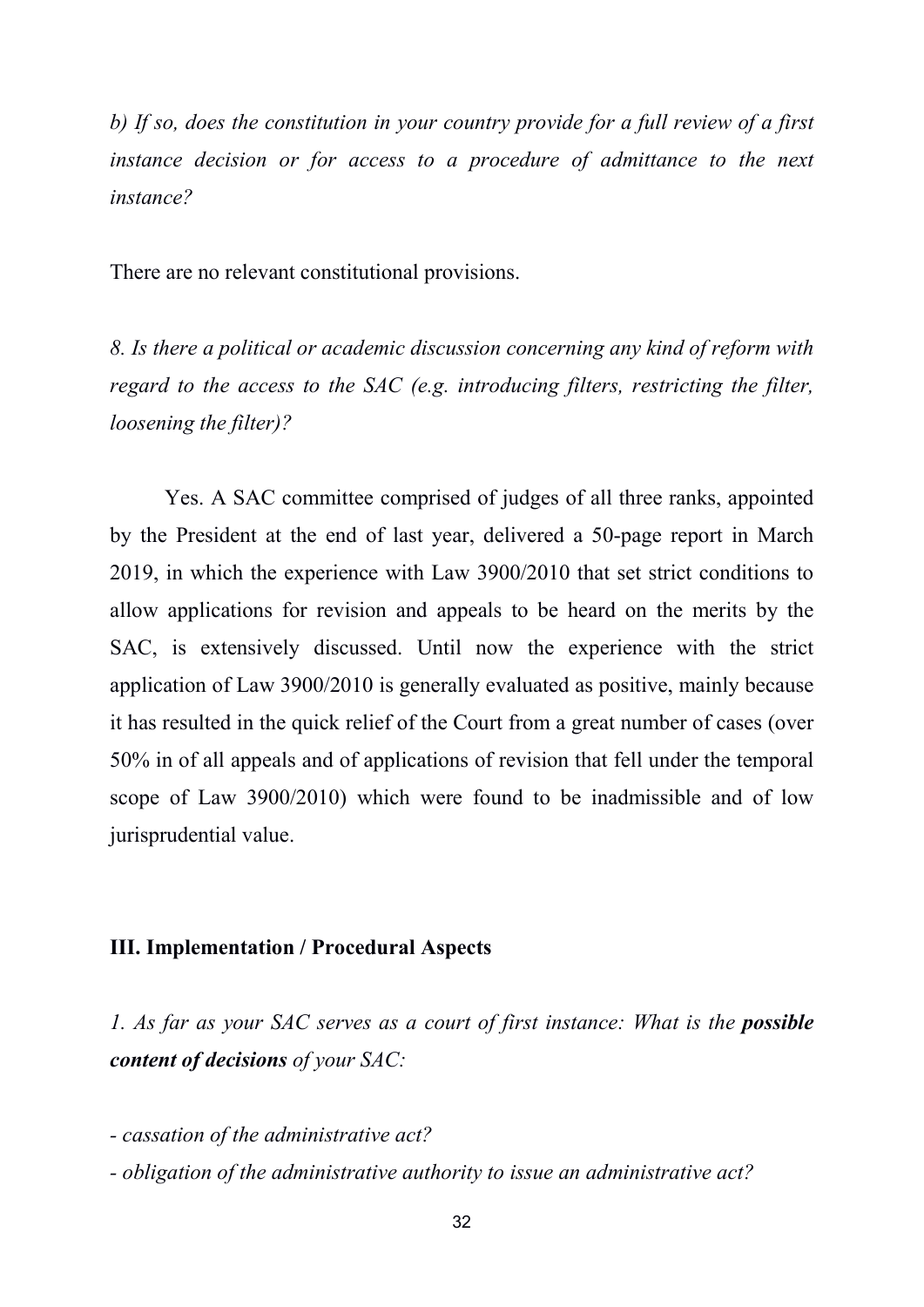*b) If so, does the constitution in your country provide for a full review of a first instance decision or for access to a procedure of admittance to the next instance?*

There are no relevant constitutional provisions.

*8. Is there a political or academic discussion concerning any kind of reform with regard to the access to the SAC (e.g. introducing filters, restricting the filter, loosening the filter)?*

Yes. A SAC committee comprised of judges of all three ranks, appointed by the President at the end of last year, delivered a 50-page report in March 2019, in which the experience with Law 3900/2010 that set strict conditions to allow applications for revision and appeals to be heard on the merits by the SAC, is extensively discussed. Until now the experience with the strict application of Law 3900/2010 is generally evaluated as positive, mainly because it has resulted in the quick relief of the Court from a great number of cases (over 50% in of all appeals and of applications of revision that fell under the temporal scope of Law 3900/2010) which were found to be inadmissible and of low jurisprudential value.

## III. Implementation / Procedural Aspects

*1. As far as your SAC serves as a court of first instance: What is the* ***possible content of decisions*** *of your SAC:*

- *cassation of the administrative act?*
- *obligation of the administrative authority to issue an administrative act?*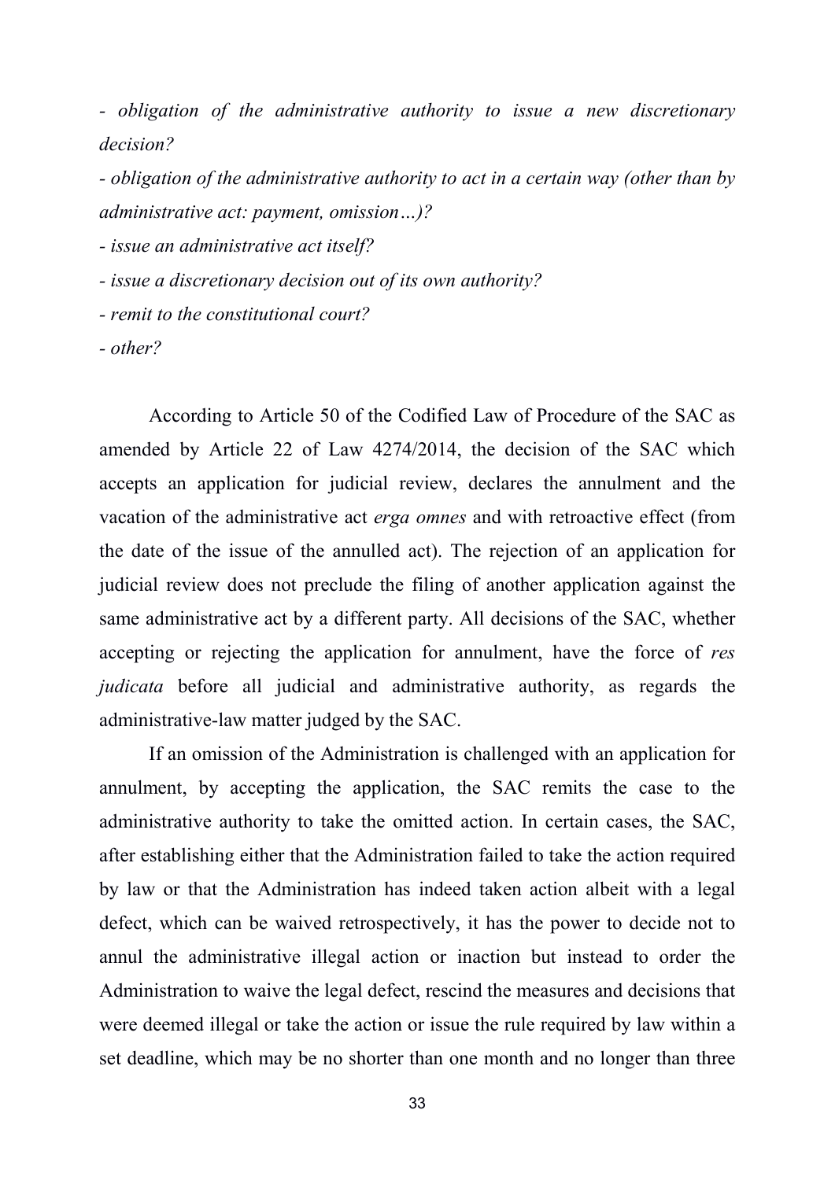*- obligation of the administrative authority to issue a new discretionary decision?*

*- obligation of the administrative authority to act in a certain way (other than by administrative act: payment, omission…)?*

*- issue an administrative act itself?*

*- issue a discretionary decision out of its own authority?*

*- remit to the constitutional court?*

*- other?*

According to Article 50 of the Codified Law of Procedure of the SAC as amended by Article 22 of Law 4274/2014, the decision of the SAC which accepts an application for judicial review, declares the annulment and the vacation of the administrative act *erga omnes* and with retroactive effect (from the date of the issue of the annulled act). The rejection of an application for judicial review does not preclude the filing of another application against the same administrative act by a different party. All decisions of the SAC, whether accepting or rejecting the application for annulment, have the force of *res judicata* before all judicial and administrative authority, as regards the administrative-law matter judged by the SAC.

If an omission of the Administration is challenged with an application for annulment, by accepting the application, the SAC remits the case to the administrative authority to take the omitted action. In certain cases, the SAC, after establishing either that the Administration failed to take the action required by law or that the Administration has indeed taken action albeit with a legal defect, which can be waived retrospectively, it has the power to decide not to annul the administrative illegal action or inaction but instead to order the Administration to waive the legal defect, rescind the measures and decisions that were deemed illegal or take the action or issue the rule required by law within a set deadline, which may be no shorter than one month and no longer than three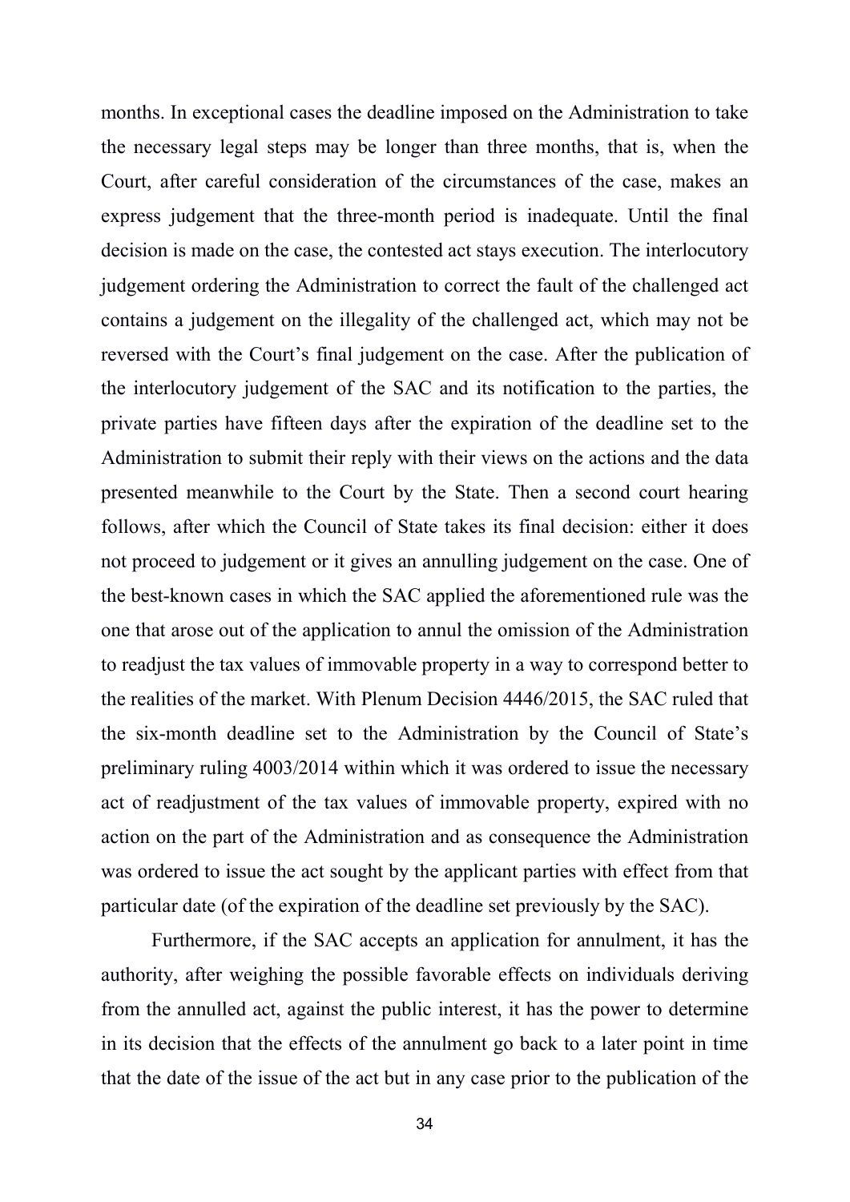months. In exceptional cases the deadline imposed on the Administration to take the necessary legal steps may be longer than three months, that is, when the Court, after careful consideration of the circumstances of the case, makes an express judgement that the three-month period is inadequate. Until the final decision is made on the case, the contested act stays execution. The interlocutory judgement ordering the Administration to correct the fault of the challenged act contains a judgement on the illegality of the challenged act, which may not be reversed with the Court's final judgement on the case. After the publication of the interlocutory judgement of the SAC and its notification to the parties, the private parties have fifteen days after the expiration of the deadline set to the Administration to submit their reply with their views on the actions and the data presented meanwhile to the Court by the State. Then a second court hearing follows, after which the Council of State takes its final decision: either it does not proceed to judgement or it gives an annulling judgement on the case. One of the best-known cases in which the SAC applied the aforementioned rule was the one that arose out of the application to annul the omission of the Administration to readjust the tax values of immovable property in a way to correspond better to the realities of the market. With Plenum Decision 4446/2015, the SAC ruled that the six-month deadline set to the Administration by the Council of State's preliminary ruling 4003/2014 within which it was ordered to issue the necessary act of readjustment of the tax values of immovable property, expired with no action on the part of the Administration and as consequence the Administration was ordered to issue the act sought by the applicant parties with effect from that particular date (of the expiration of the deadline set previously by the SAC).

Furthermore, if the SAC accepts an application for annulment, it has the authority, after weighing the possible favorable effects on individuals deriving from the annulled act, against the public interest, it has the power to determine in its decision that the effects of the annulment go back to a later point in time that the date of the issue of the act but in any case prior to the publication of the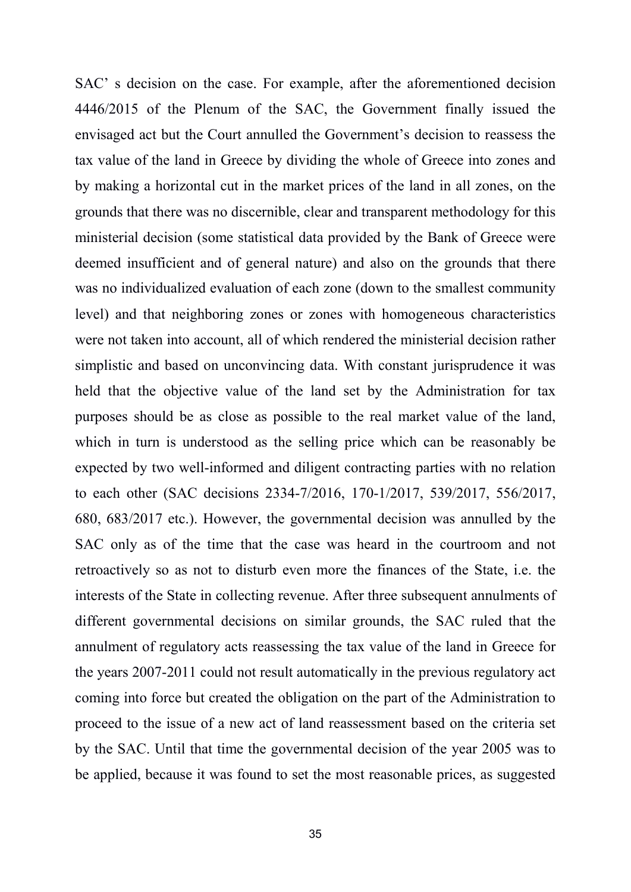SAC' s decision on the case. For example, after the aforementioned decision 4446/2015 of the Plenum of the SAC, the Government finally issued the envisaged act but the Court annulled the Government's decision to reassess the tax value of the land in Greece by dividing the whole of Greece into zones and by making a horizontal cut in the market prices of the land in all zones, on the grounds that there was no discernible, clear and transparent methodology for this ministerial decision (some statistical data provided by the Bank of Greece were deemed insufficient and of general nature) and also on the grounds that there was no individualized evaluation of each zone (down to the smallest community level) and that neighboring zones or zones with homogeneous characteristics were not taken into account, all of which rendered the ministerial decision rather simplistic and based on unconvincing data. With constant jurisprudence it was held that the objective value of the land set by the Administration for tax purposes should be as close as possible to the real market value of the land, which in turn is understood as the selling price which can be reasonably be expected by two well-informed and diligent contracting parties with no relation to each other (SAC decisions 2334-7/2016, 170-1/2017, 539/2017, 556/2017, 680, 683/2017 etc.). However, the governmental decision was annulled by the SAC only as of the time that the case was heard in the courtroom and not retroactively so as not to disturb even more the finances of the State, i.e. the interests of the State in collecting revenue. After three subsequent annulments of different governmental decisions on similar grounds, the SAC ruled that the annulment of regulatory acts reassessing the tax value of the land in Greece for the years 2007-2011 could not result automatically in the previous regulatory act coming into force but created the obligation on the part of the Administration to proceed to the issue of a new act of land reassessment based on the criteria set by the SAC. Until that time the governmental decision of the year 2005 was to be applied, because it was found to set the most reasonable prices, as suggested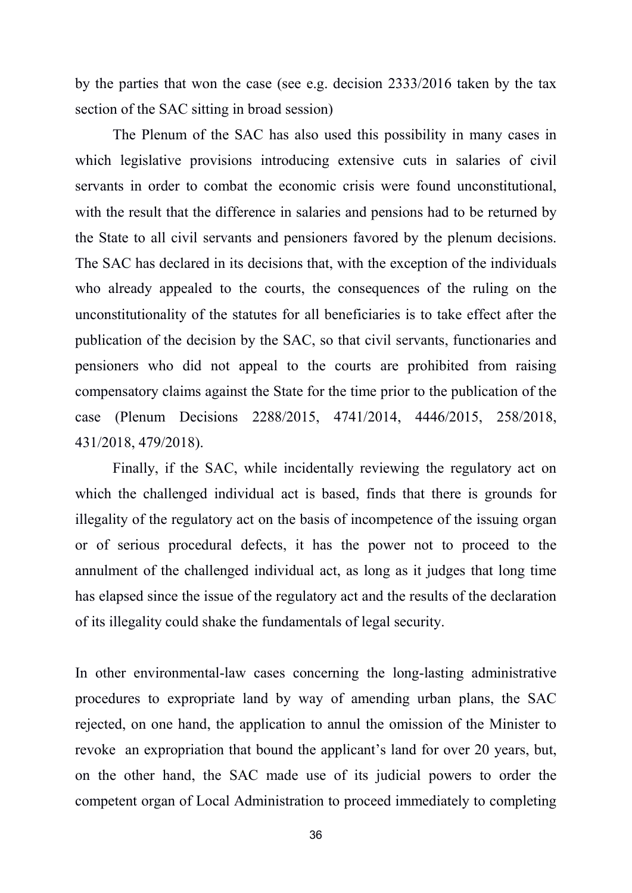by the parties that won the case (see e.g. decision 2333/2016 taken by the tax section of the SAC sitting in broad session)

The Plenum of the SAC has also used this possibility in many cases in which legislative provisions introducing extensive cuts in salaries of civil servants in order to combat the economic crisis were found unconstitutional, with the result that the difference in salaries and pensions had to be returned by the State to all civil servants and pensioners favored by the plenum decisions. The SAC has declared in its decisions that, with the exception of the individuals who already appealed to the courts, the consequences of the ruling on the unconstitutionality of the statutes for all beneficiaries is to take effect after the publication of the decision by the SAC, so that civil servants, functionaries and pensioners who did not appeal to the courts are prohibited from raising compensatory claims against the State for the time prior to the publication of the case (Plenum Decisions 2288/2015, 4741/2014, 4446/2015, 258/2018, 431/2018, 479/2018).

Finally, if the SAC, while incidentally reviewing the regulatory act on which the challenged individual act is based, finds that there is grounds for illegality of the regulatory act on the basis of incompetence of the issuing organ or of serious procedural defects, it has the power not to proceed to the annulment of the challenged individual act, as long as it judges that long time has elapsed since the issue of the regulatory act and the results of the declaration of its illegality could shake the fundamentals of legal security.

In other environmental-law cases concerning the long-lasting administrative procedures to expropriate land by way of amending urban plans, the SAC rejected, on one hand, the application to annul the omission of the Minister to revoke an expropriation that bound the applicant's land for over 20 years, but, on the other hand, the SAC made use of its judicial powers to order the competent organ of Local Administration to proceed immediately to completing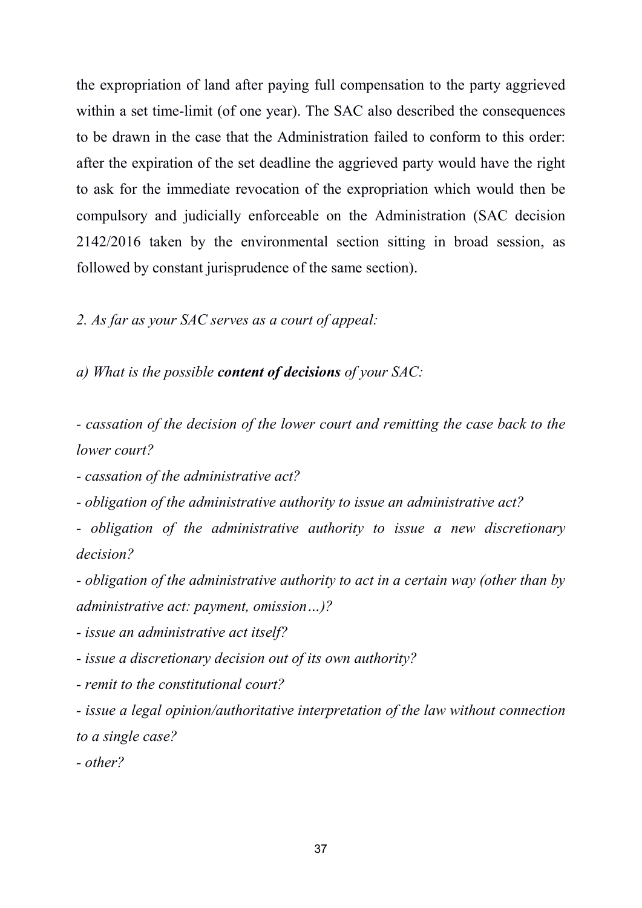the expropriation of land after paying full compensation to the party aggrieved within a set time-limit (of one year). The SAC also described the consequences to be drawn in the case that the Administration failed to conform to this order: after the expiration of the set deadline the aggrieved party would have the right to ask for the immediate revocation of the expropriation which would then be compulsory and judicially enforceable on the Administration (SAC decision 2142/2016 taken by the environmental section sitting in broad session, as followed by constant jurisprudence of the same section).

*2. As far as your SAC serves as a court of appeal:*

*a) What is the possible **content of decisions** of your SAC:*

*- cassation of the decision of the lower court and remitting the case back to the lower court?*

*- cassation of the administrative act?*

*- obligation of the administrative authority to issue an administrative act?*

*- obligation of the administrative authority to issue a new discretionary decision?*

*- obligation of the administrative authority to act in a certain way (other than by administrative act: payment, omission…)?*

*- issue an administrative act itself?*

*- issue a discretionary decision out of its own authority?*

*- remit to the constitutional court?*

*- issue a legal opinion/authoritative interpretation of the law without connection to a single case?*

*- other?*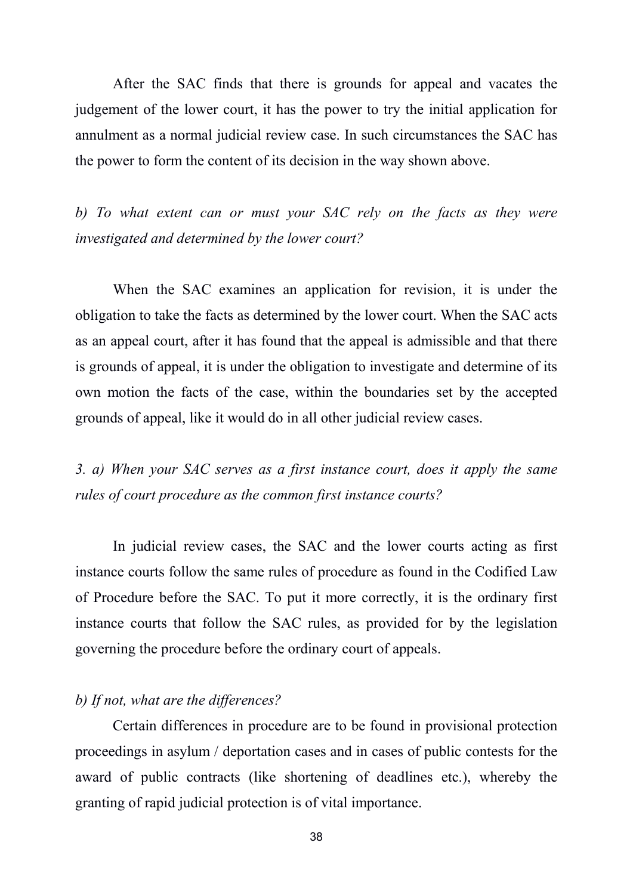After the SAC finds that there is grounds for appeal and vacates the judgement of the lower court, it has the power to try the initial application for annulment as a normal judicial review case. In such circumstances the SAC has the power to form the content of its decision in the way shown above.

*b) To what extent can or must your SAC rely on the facts as they were investigated and determined by the lower court?*

When the SAC examines an application for revision, it is under the obligation to take the facts as determined by the lower court. When the SAC acts as an appeal court, after it has found that the appeal is admissible and that there is grounds of appeal, it is under the obligation to investigate and determine of its own motion the facts of the case, within the boundaries set by the accepted grounds of appeal, like it would do in all other judicial review cases.

*3. a) When your SAC serves as a first instance court, does it apply the same rules of court procedure as the common first instance courts?*

In judicial review cases, the SAC and the lower courts acting as first instance courts follow the same rules of procedure as found in the Codified Law of Procedure before the SAC. To put it more correctly, it is the ordinary first instance courts that follow the SAC rules, as provided for by the legislation governing the procedure before the ordinary court of appeals.

*b) If not, what are the differences?*

Certain differences in procedure are to be found in provisional protection proceedings in asylum / deportation cases and in cases of public contests for the award of public contracts (like shortening of deadlines etc.), whereby the granting of rapid judicial protection is of vital importance.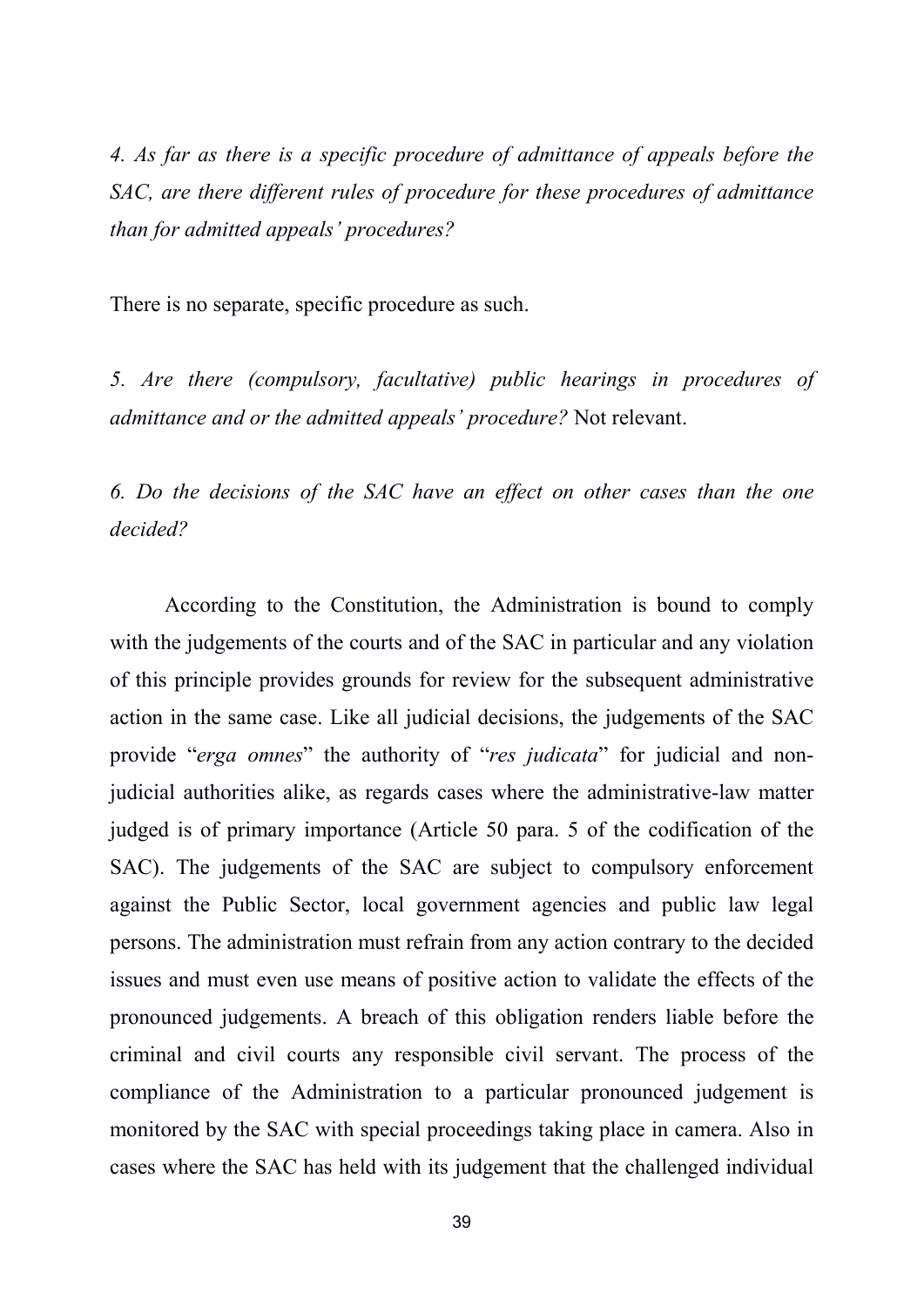*4. As far as there is a specific procedure of admittance of appeals before the SAC, are there different rules of procedure for these procedures of admittance than for admitted appeals' procedures?*

There is no separate, specific procedure as such.

*5. Are there (compulsory, facultative) public hearings in procedures of admittance and or the admitted appeals' procedure?* Not relevant.

*6. Do the decisions of the SAC have an effect on other cases than the one decided?*

According to the Constitution, the Administration is bound to comply with the judgements of the courts and of the SAC in particular and any violation of this principle provides grounds for review for the subsequent administrative action in the same case. Like all judicial decisions, the judgements of the SAC provide "*erga omnes*" the authority of "*res judicata*" for judicial and non-judicial authorities alike, as regards cases where the administrative-law matter judged is of primary importance (Article 50 para. 5 of the codification of the SAC). The judgements of the SAC are subject to compulsory enforcement against the Public Sector, local government agencies and public law legal persons. The administration must refrain from any action contrary to the decided issues and must even use means of positive action to validate the effects of the pronounced judgements. A breach of this obligation renders liable before the criminal and civil courts any responsible civil servant. The process of the compliance of the Administration to a particular pronounced judgement is monitored by the SAC with special proceedings taking place in camera. Also in cases where the SAC has held with its judgement that the challenged individual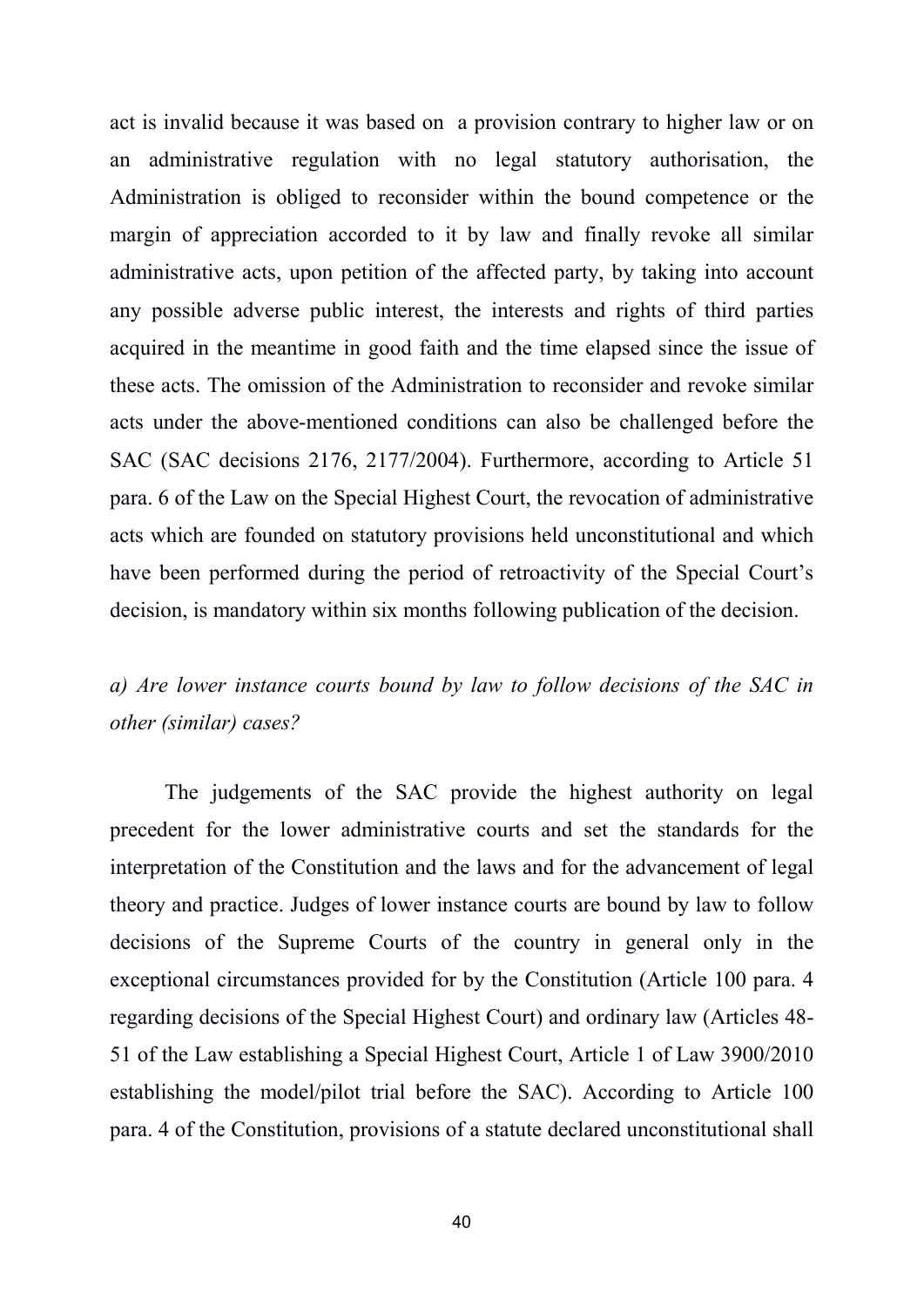act is invalid because it was based on a provision contrary to higher law or on an administrative regulation with no legal statutory authorisation, the Administration is obliged to reconsider within the bound competence or the margin of appreciation accorded to it by law and finally revoke all similar administrative acts, upon petition of the affected party, by taking into account any possible adverse public interest, the interests and rights of third parties acquired in the meantime in good faith and the time elapsed since the issue of these acts. The omission of the Administration to reconsider and revoke similar acts under the above-mentioned conditions can also be challenged before the SAC (SAC decisions 2176, 2177/2004). Furthermore, according to Article 51 para. 6 of the Law on the Special Highest Court, the revocation of administrative acts which are founded on statutory provisions held unconstitutional and which have been performed during the period of retroactivity of the Special Court's decision, is mandatory within six months following publication of the decision.

*a) Are lower instance courts bound by law to follow decisions of the SAC in other (similar) cases?*

The judgements of the SAC provide the highest authority on legal precedent for the lower administrative courts and set the standards for the interpretation of the Constitution and the laws and for the advancement of legal theory and practice. Judges of lower instance courts are bound by law to follow decisions of the Supreme Courts of the country in general only in the exceptional circumstances provided for by the Constitution (Article 100 para. 4 regarding decisions of the Special Highest Court) and ordinary law (Articles 48-51 of the Law establishing a Special Highest Court, Article 1 of Law 3900/2010 establishing the model/pilot trial before the SAC). According to Article 100 para. 4 of the Constitution, provisions of a statute declared unconstitutional shall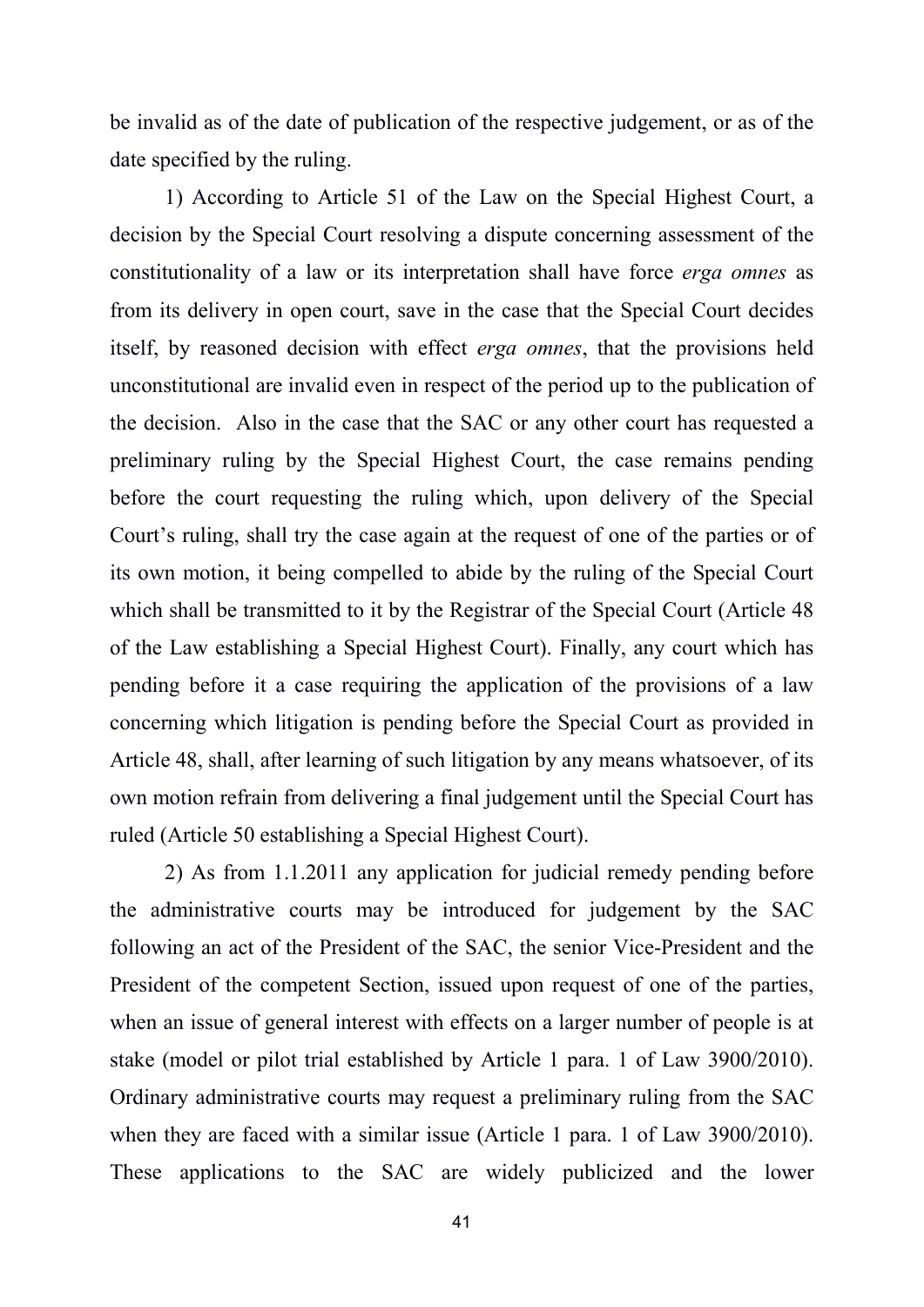be invalid as of the date of publication of the respective judgement, or as of the date specified by the ruling.

1) According to Article 51 of the Law on the Special Highest Court, a decision by the Special Court resolving a dispute concerning assessment of the constitutionality of a law or its interpretation shall have force *erga omnes* as from its delivery in open court, save in the case that the Special Court decides itself, by reasoned decision with effect *erga omnes*, that the provisions held unconstitutional are invalid even in respect of the period up to the publication of the decision. Also in the case that the SAC or any other court has requested a preliminary ruling by the Special Highest Court, the case remains pending before the court requesting the ruling which, upon delivery of the Special Court's ruling, shall try the case again at the request of one of the parties or of its own motion, it being compelled to abide by the ruling of the Special Court which shall be transmitted to it by the Registrar of the Special Court (Article 48 of the Law establishing a Special Highest Court). Finally, any court which has pending before it a case requiring the application of the provisions of a law concerning which litigation is pending before the Special Court as provided in Article 48, shall, after learning of such litigation by any means whatsoever, of its own motion refrain from delivering a final judgement until the Special Court has ruled (Article 50 establishing a Special Highest Court).

2) As from 1.1.2011 any application for judicial remedy pending before the administrative courts may be introduced for judgement by the SAC following an act of the President of the SAC, the senior Vice-President and the President of the competent Section, issued upon request of one of the parties, when an issue of general interest with effects on a larger number of people is at stake (model or pilot trial established by Article 1 para. 1 of Law 3900/2010). Ordinary administrative courts may request a preliminary ruling from the SAC when they are faced with a similar issue (Article 1 para. 1 of Law 3900/2010). These applications to the SAC are widely publicized and the lower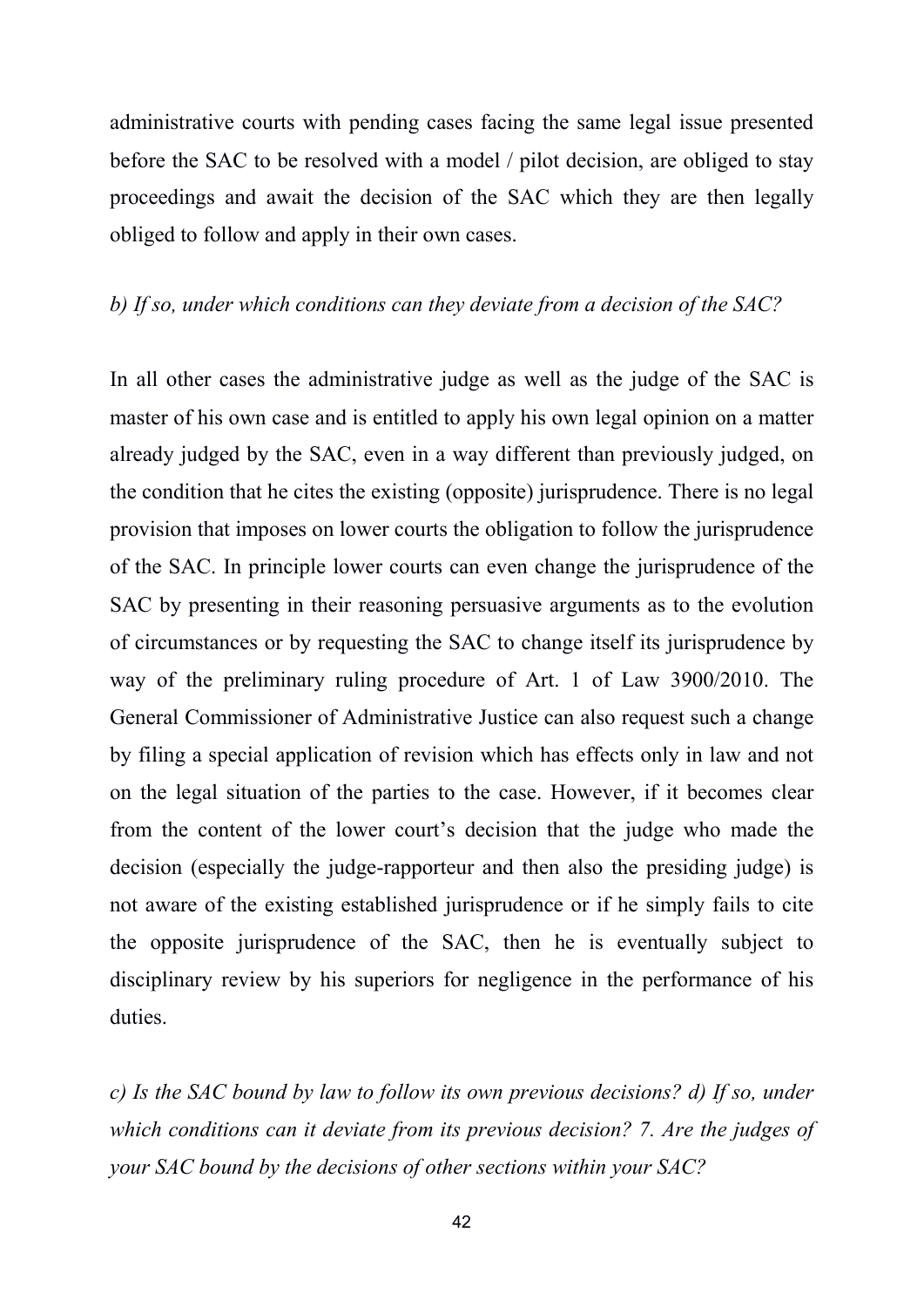administrative courts with pending cases facing the same legal issue presented before the SAC to be resolved with a model / pilot decision, are obliged to stay proceedings and await the decision of the SAC which they are then legally obliged to follow and apply in their own cases.

*b) If so, under which conditions can they deviate from a decision of the SAC?*

In all other cases the administrative judge as well as the judge of the SAC is master of his own case and is entitled to apply his own legal opinion on a matter already judged by the SAC, even in a way different than previously judged, on the condition that he cites the existing (opposite) jurisprudence. There is no legal provision that imposes on lower courts the obligation to follow the jurisprudence of the SAC. In principle lower courts can even change the jurisprudence of the SAC by presenting in their reasoning persuasive arguments as to the evolution of circumstances or by requesting the SAC to change itself its jurisprudence by way of the preliminary ruling procedure of Art. 1 of Law 3900/2010. The General Commissioner of Administrative Justice can also request such a change by filing a special application of revision which has effects only in law and not on the legal situation of the parties to the case. However, if it becomes clear from the content of the lower court's decision that the judge who made the decision (especially the judge-rapporteur and then also the presiding judge) is not aware of the existing established jurisprudence or if he simply fails to cite the opposite jurisprudence of the SAC, then he is eventually subject to disciplinary review by his superiors for negligence in the performance of his duties.

*c) Is the SAC bound by law to follow its own previous decisions? d) If so, under which conditions can it deviate from its previous decision? 7. Are the judges of your SAC bound by the decisions of other sections within your SAC?*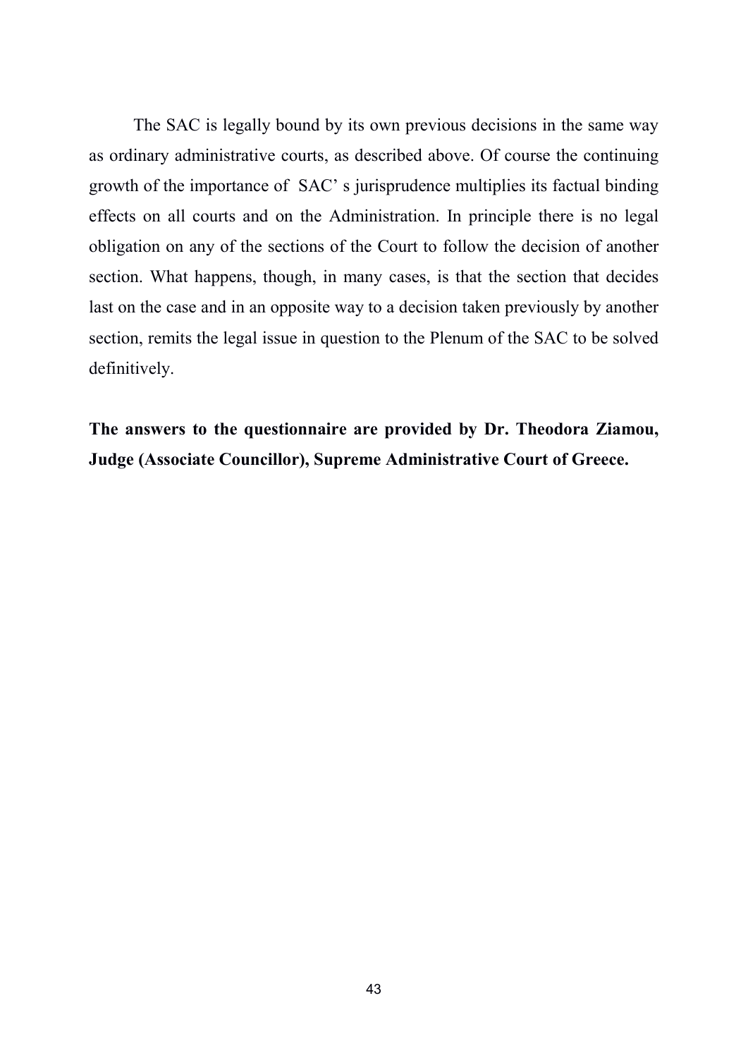The SAC is legally bound by its own previous decisions in the same way as ordinary administrative courts, as described above. Of course the continuing growth of the importance of SAC' s jurisprudence multiplies its factual binding effects on all courts and on the Administration. In principle there is no legal obligation on any of the sections of the Court to follow the decision of another section. What happens, though, in many cases, is that the section that decides last on the case and in an opposite way to a decision taken previously by another section, remits the legal issue in question to the Plenum of the SAC to be solved definitively.

**The answers to the questionnaire are provided by Dr. Theodora Ziamou, Judge (Associate Councillor), Supreme Administrative Court of Greece.**